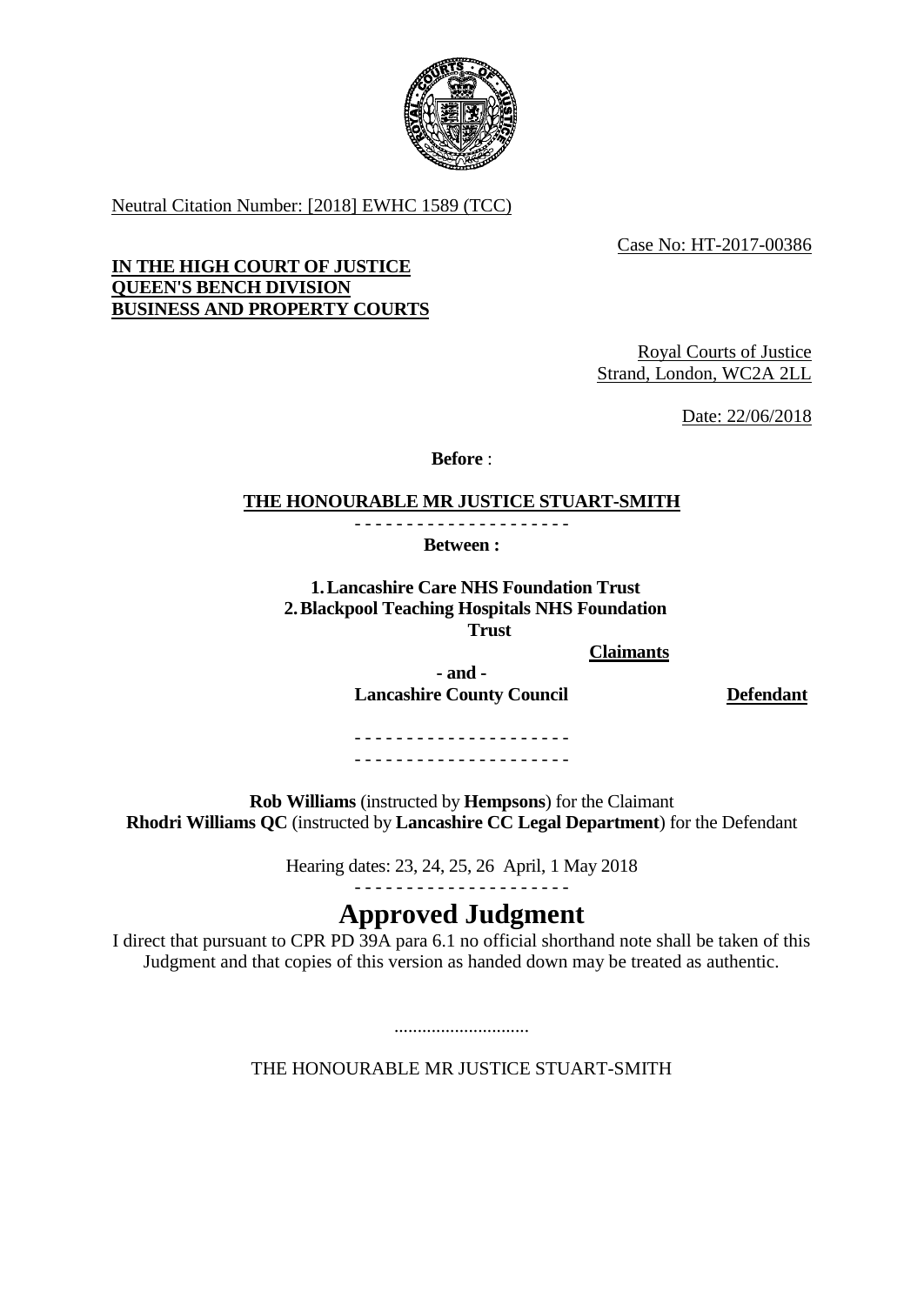Neutral Citation Number: [2018] EWHC 1589 (TCC)

Case No: HT-2017-00386

**IN THE HIGH COURT OF JUSTICE**
**QUEEN'S BENCH DIVISION**
**BUSINESS AND PROPERTY COURTS**

Royal Courts of Justice
Strand, London, WC2A 2LL

Date: 22/06/2018

**Before** :

**THE HONOURABLE MR JUSTICE STUART-SMITH**

- - - - - - - - - - - - - - - - - - - - -

**Between :**

**1. Lancashire Care NHS Foundation Trust**
**2. Blackpool Teaching Hospitals NHS Foundation Trust**

**Claimants**

**- and -**

**Lancashire County Council** **Defendant**

- - - - - - - - - - - - - - - - - - - - -
- - - - - - - - - - - - - - - - - - - - -

**Rob Williams** (instructed by **Hempsons**) for the Claimant
**Rhodri Williams QC** (instructed by **Lancashire CC Legal Department**) for the Defendant

Hearing dates: 23, 24, 25, 26 April, 1 May 2018

- - - - - - - - - - - - - - - - - - - - -

# Approved Judgment

I direct that pursuant to CPR PD 39A para 6.1 no official shorthand note shall be taken of this Judgment and that copies of this version as handed down may be treated as authentic.

.............................

THE HONOURABLE MR JUSTICE STUART-SMITH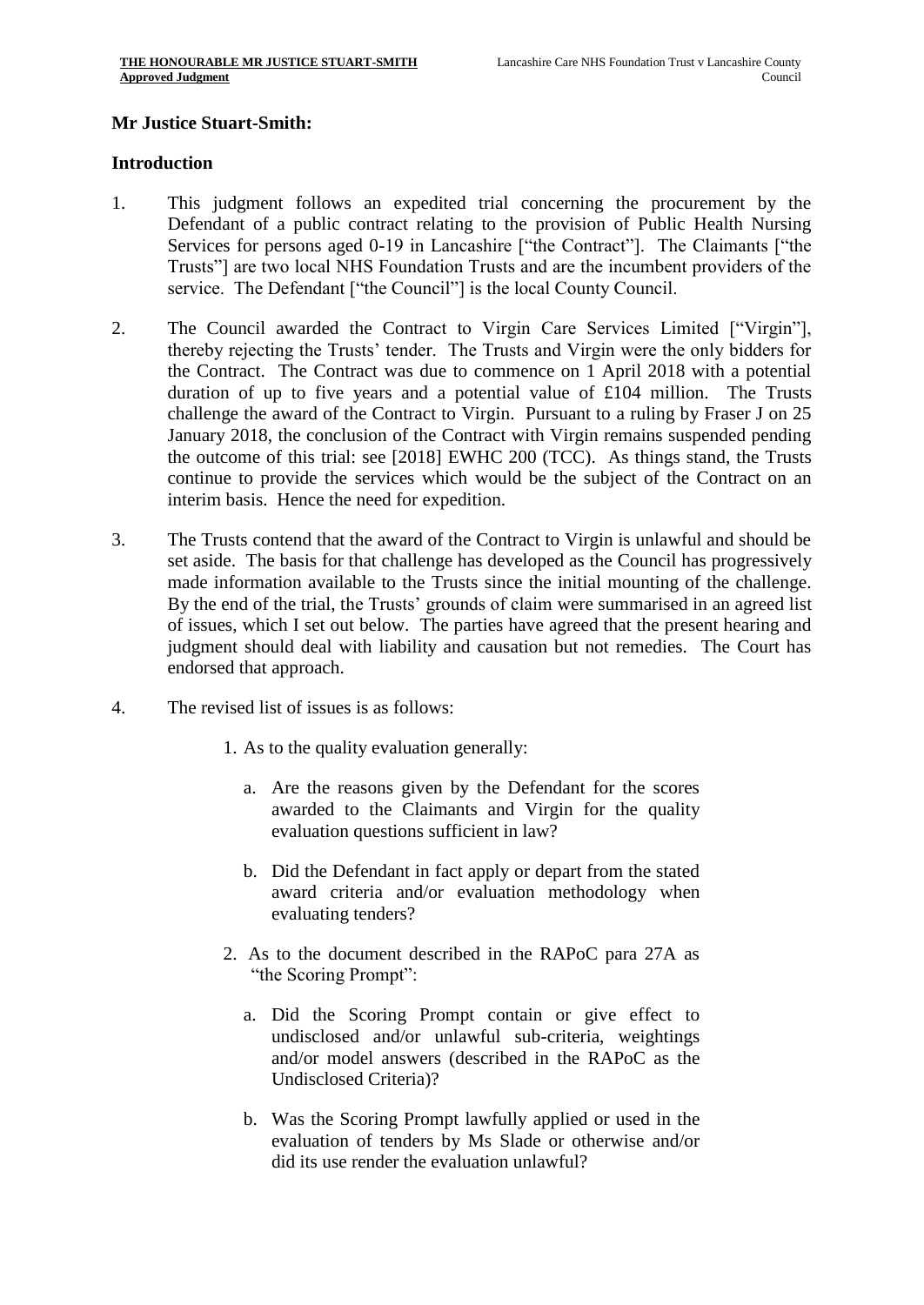**Mr Justice Stuart-Smith:**

**Introduction**

1. This judgment follows an expedited trial concerning the procurement by the Defendant of a public contract relating to the provision of Public Health Nursing Services for persons aged 0-19 in Lancashire ["the Contract"]. The Claimants ["the Trusts"] are two local NHS Foundation Trusts and are the incumbent providers of the service. The Defendant ["the Council"] is the local County Council.

2. The Council awarded the Contract to Virgin Care Services Limited ["Virgin"], thereby rejecting the Trusts' tender. The Trusts and Virgin were the only bidders for the Contract. The Contract was due to commence on 1 April 2018 with a potential duration of up to five years and a potential value of £104 million. The Trusts challenge the award of the Contract to Virgin. Pursuant to a ruling by Fraser J on 25 January 2018, the conclusion of the Contract with Virgin remains suspended pending the outcome of this trial: see [2018] EWHC 200 (TCC). As things stand, the Trusts continue to provide the services which would be the subject of the Contract on an interim basis. Hence the need for expedition.

3. The Trusts contend that the award of the Contract to Virgin is unlawful and should be set aside. The basis for that challenge has developed as the Council has progressively made information available to the Trusts since the initial mounting of the challenge. By the end of the trial, the Trusts' grounds of claim were summarised in an agreed list of issues, which I set out below. The parties have agreed that the present hearing and judgment should deal with liability and causation but not remedies. The Court has endorsed that approach.

4. The revised list of issues is as follows:

   1. As to the quality evaluation generally:

      a. Are the reasons given by the Defendant for the scores awarded to the Claimants and Virgin for the quality evaluation questions sufficient in law?

      b. Did the Defendant in fact apply or depart from the stated award criteria and/or evaluation methodology when evaluating tenders?

   2. As to the document described in the RAPoC para 27A as "the Scoring Prompt":

      a. Did the Scoring Prompt contain or give effect to undisclosed and/or unlawful sub-criteria, weightings and/or model answers (described in the RAPoC as the Undisclosed Criteria)?

      b. Was the Scoring Prompt lawfully applied or used in the evaluation of tenders by Ms Slade or otherwise and/or did its use render the evaluation unlawful?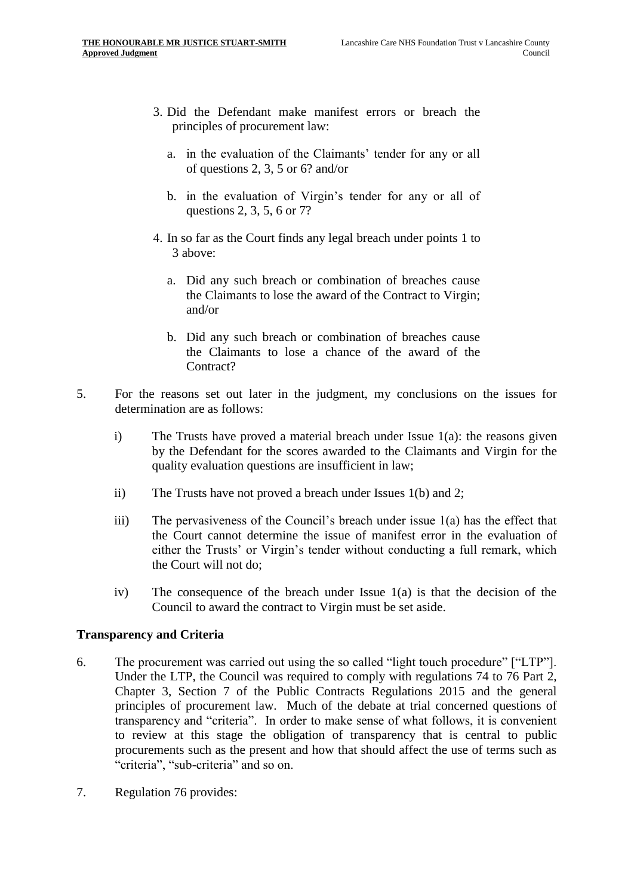3. Did the Defendant make manifest errors or breach the principles of procurement law:

   a. in the evaluation of the Claimants' tender for any or all of questions 2, 3, 5 or 6? and/or

   b. in the evaluation of Virgin's tender for any or all of questions 2, 3, 5, 6 or 7?

4. In so far as the Court finds any legal breach under points 1 to 3 above:

   a. Did any such breach or combination of breaches cause the Claimants to lose the award of the Contract to Virgin; and/or

   b. Did any such breach or combination of breaches cause the Claimants to lose a chance of the award of the Contract?

5. For the reasons set out later in the judgment, my conclusions on the issues for determination are as follows:

   i) The Trusts have proved a material breach under Issue 1(a): the reasons given by the Defendant for the scores awarded to the Claimants and Virgin for the quality evaluation questions are insufficient in law;

   ii) The Trusts have not proved a breach under Issues 1(b) and 2;

   iii) The pervasiveness of the Council's breach under issue 1(a) has the effect that the Court cannot determine the issue of manifest error in the evaluation of either the Trusts' or Virgin's tender without conducting a full remark, which the Court will not do;

   iv) The consequence of the breach under Issue 1(a) is that the decision of the Council to award the contract to Virgin must be set aside.

**Transparency and Criteria**

6. The procurement was carried out using the so called "light touch procedure" ["LTP"]. Under the LTP, the Council was required to comply with regulations 74 to 76 Part 2, Chapter 3, Section 7 of the Public Contracts Regulations 2015 and the general principles of procurement law. Much of the debate at trial concerned questions of transparency and "criteria". In order to make sense of what follows, it is convenient to review at this stage the obligation of transparency that is central to public procurements such as the present and how that should affect the use of terms such as "criteria", "sub-criteria" and so on.

7. Regulation 76 provides: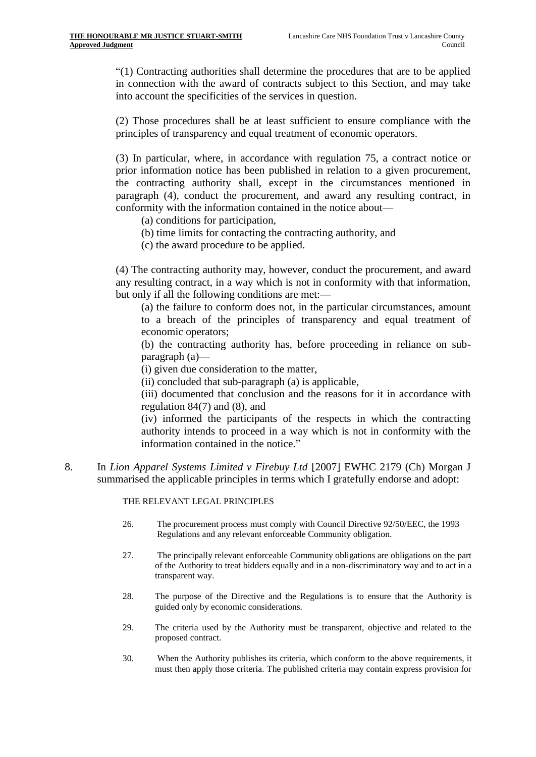"(1) Contracting authorities shall determine the procedures that are to be applied in connection with the award of contracts subject to this Section, and may take into account the specificities of the services in question.

(2) Those procedures shall be at least sufficient to ensure compliance with the principles of transparency and equal treatment of economic operators.

(3) In particular, where, in accordance with regulation 75, a contract notice or prior information notice has been published in relation to a given procurement, the contracting authority shall, except in the circumstances mentioned in paragraph (4), conduct the procurement, and award any resulting contract, in conformity with the information contained in the notice about—

(a) conditions for participation,

(b) time limits for contacting the contracting authority, and

(c) the award procedure to be applied.

(4) The contracting authority may, however, conduct the procurement, and award any resulting contract, in a way which is not in conformity with that information, but only if all the following conditions are met:—

(a) the failure to conform does not, in the particular circumstances, amount to a breach of the principles of transparency and equal treatment of economic operators;

(b) the contracting authority has, before proceeding in reliance on sub-paragraph (a)—

(i) given due consideration to the matter,

(ii) concluded that sub-paragraph (a) is applicable,

(iii) documented that conclusion and the reasons for it in accordance with regulation 84(7) and (8), and

(iv) informed the participants of the respects in which the contracting authority intends to proceed in a way which is not in conformity with the information contained in the notice."

8. In *Lion Apparel Systems Limited v Firebuy Ltd* [2007] EWHC 2179 (Ch) Morgan J summarised the applicable principles in terms which I gratefully endorse and adopt:

THE RELEVANT LEGAL PRINCIPLES

26. The procurement process must comply with Council Directive 92/50/EEC, the 1993 Regulations and any relevant enforceable Community obligation.

27. The principally relevant enforceable Community obligations are obligations on the part of the Authority to treat bidders equally and in a non-discriminatory way and to act in a transparent way.

28. The purpose of the Directive and the Regulations is to ensure that the Authority is guided only by economic considerations.

29. The criteria used by the Authority must be transparent, objective and related to the proposed contract.

30. When the Authority publishes its criteria, which conform to the above requirements, it must then apply those criteria. The published criteria may contain express provision for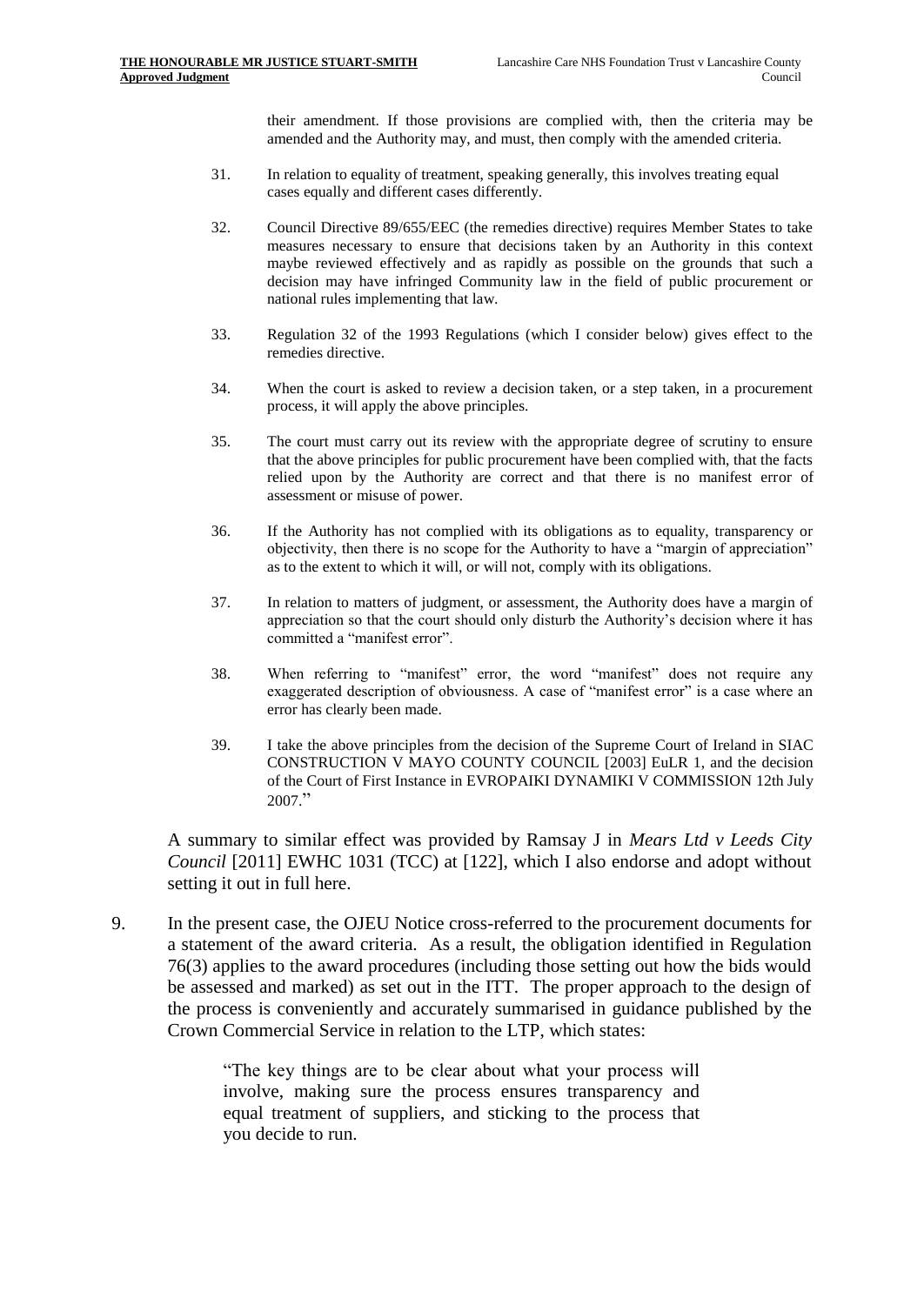their amendment. If those provisions are complied with, then the criteria may be amended and the Authority may, and must, then comply with the amended criteria.

31. In relation to equality of treatment, speaking generally, this involves treating equal cases equally and different cases differently.

32. Council Directive 89/655/EEC (the remedies directive) requires Member States to take measures necessary to ensure that decisions taken by an Authority in this context maybe reviewed effectively and as rapidly as possible on the grounds that such a decision may have infringed Community law in the field of public procurement or national rules implementing that law.

33. Regulation 32 of the 1993 Regulations (which I consider below) gives effect to the remedies directive.

34. When the court is asked to review a decision taken, or a step taken, in a procurement process, it will apply the above principles.

35. The court must carry out its review with the appropriate degree of scrutiny to ensure that the above principles for public procurement have been complied with, that the facts relied upon by the Authority are correct and that there is no manifest error of assessment or misuse of power.

36. If the Authority has not complied with its obligations as to equality, transparency or objectivity, then there is no scope for the Authority to have a "margin of appreciation" as to the extent to which it will, or will not, comply with its obligations.

37. In relation to matters of judgment, or assessment, the Authority does have a margin of appreciation so that the court should only disturb the Authority's decision where it has committed a "manifest error".

38. When referring to "manifest" error, the word "manifest" does not require any exaggerated description of obviousness. A case of "manifest error" is a case where an error has clearly been made.

39. I take the above principles from the decision of the Supreme Court of Ireland in SIAC CONSTRUCTION V MAYO COUNTY COUNCIL [2003] EuLR 1, and the decision of the Court of First Instance in EVROPAIKI DYNAMIKI V COMMISSION 12th July 2007."

A summary to similar effect was provided by Ramsay J in *Mears Ltd v Leeds City Council* [2011] EWHC 1031 (TCC) at [122], which I also endorse and adopt without setting it out in full here.

9. In the present case, the OJEU Notice cross-referred to the procurement documents for a statement of the award criteria. As a result, the obligation identified in Regulation 76(3) applies to the award procedures (including those setting out how the bids would be assessed and marked) as set out in the ITT. The proper approach to the design of the process is conveniently and accurately summarised in guidance published by the Crown Commercial Service in relation to the LTP, which states:

> "The key things are to be clear about what your process will involve, making sure the process ensures transparency and equal treatment of suppliers, and sticking to the process that you decide to run.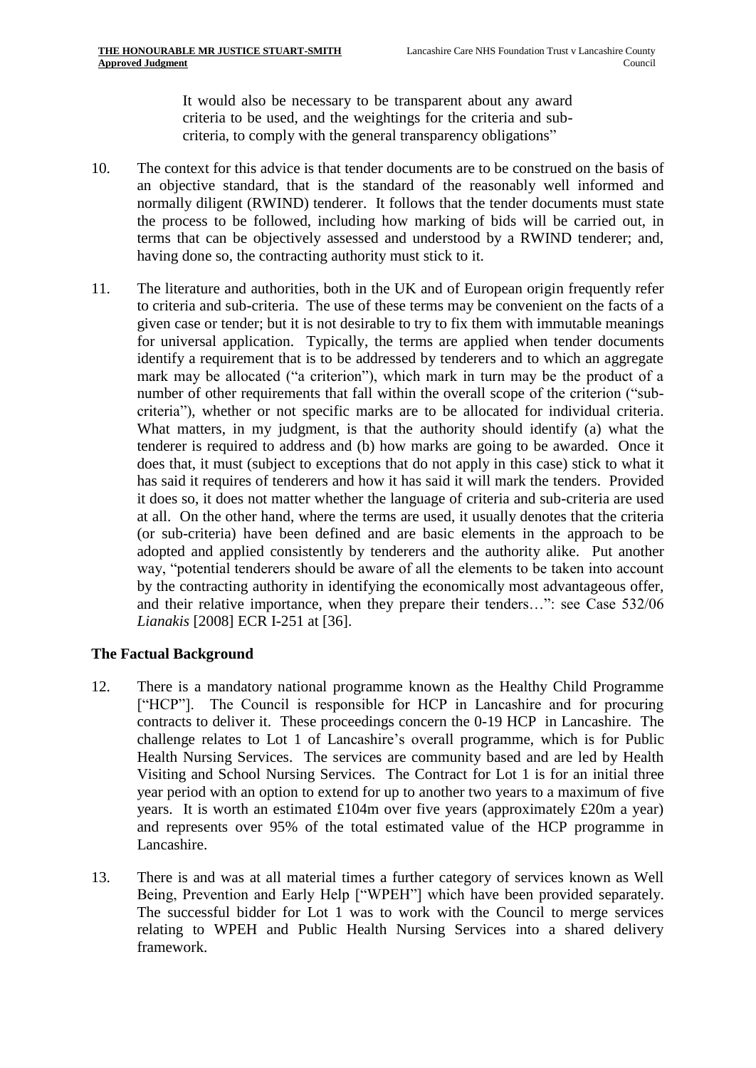It would also be necessary to be transparent about any award criteria to be used, and the weightings for the criteria and sub-criteria, to comply with the general transparency obligations"

10. The context for this advice is that tender documents are to be construed on the basis of an objective standard, that is the standard of the reasonably well informed and normally diligent (RWIND) tenderer. It follows that the tender documents must state the process to be followed, including how marking of bids will be carried out, in terms that can be objectively assessed and understood by a RWIND tenderer; and, having done so, the contracting authority must stick to it.

11. The literature and authorities, both in the UK and of European origin frequently refer to criteria and sub-criteria. The use of these terms may be convenient on the facts of a given case or tender; but it is not desirable to try to fix them with immutable meanings for universal application. Typically, the terms are applied when tender documents identify a requirement that is to be addressed by tenderers and to which an aggregate mark may be allocated ("a criterion"), which mark in turn may be the product of a number of other requirements that fall within the overall scope of the criterion ("sub-criteria"), whether or not specific marks are to be allocated for individual criteria. What matters, in my judgment, is that the authority should identify (a) what the tenderer is required to address and (b) how marks are going to be awarded. Once it does that, it must (subject to exceptions that do not apply in this case) stick to what it has said it requires of tenderers and how it has said it will mark the tenders. Provided it does so, it does not matter whether the language of criteria and sub-criteria are used at all. On the other hand, where the terms are used, it usually denotes that the criteria (or sub-criteria) have been defined and are basic elements in the approach to be adopted and applied consistently by tenderers and the authority alike. Put another way, "potential tenderers should be aware of all the elements to be taken into account by the contracting authority in identifying the economically most advantageous offer, and their relative importance, when they prepare their tenders…": see Case 532/06 *Lianakis* [2008] ECR I-251 at [36].

## The Factual Background

12. There is a mandatory national programme known as the Healthy Child Programme ["HCP"]. The Council is responsible for HCP in Lancashire and for procuring contracts to deliver it. These proceedings concern the 0-19 HCP in Lancashire. The challenge relates to Lot 1 of Lancashire's overall programme, which is for Public Health Nursing Services. The services are community based and are led by Health Visiting and School Nursing Services. The Contract for Lot 1 is for an initial three year period with an option to extend for up to another two years to a maximum of five years. It is worth an estimated £104m over five years (approximately £20m a year) and represents over 95% of the total estimated value of the HCP programme in Lancashire.

13. There is and was at all material times a further category of services known as Well Being, Prevention and Early Help ["WPEH"] which have been provided separately. The successful bidder for Lot 1 was to work with the Council to merge services relating to WPEH and Public Health Nursing Services into a shared delivery framework.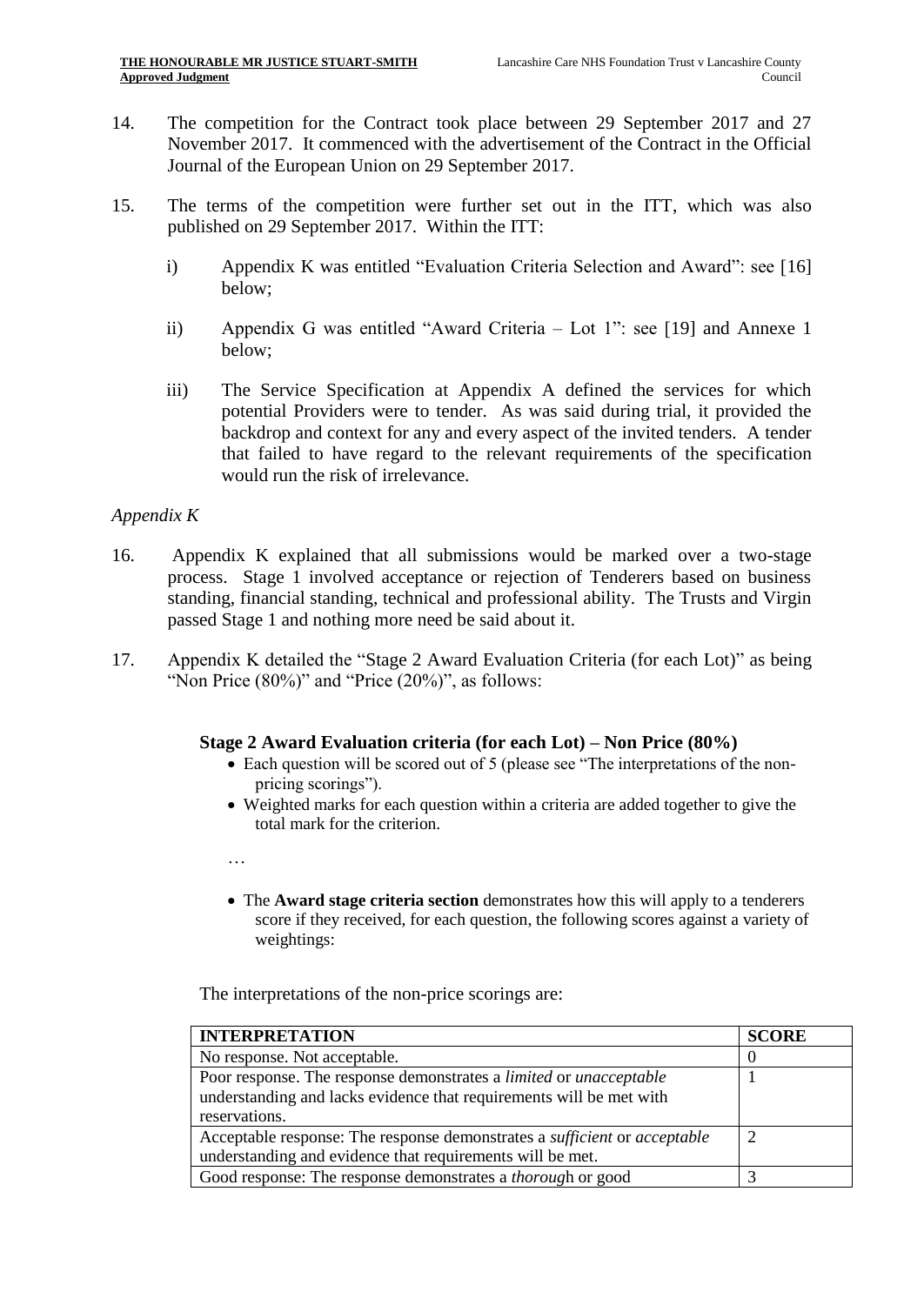14. The competition for the Contract took place between 29 September 2017 and 27 November 2017. It commenced with the advertisement of the Contract in the Official Journal of the European Union on 29 September 2017.

15. The terms of the competition were further set out in the ITT, which was also published on 29 September 2017. Within the ITT:

    i) Appendix K was entitled "Evaluation Criteria Selection and Award": see [16] below;

    ii) Appendix G was entitled "Award Criteria – Lot 1": see [19] and Annexe 1 below;

    iii) The Service Specification at Appendix A defined the services for which potential Providers were to tender. As was said during trial, it provided the backdrop and context for any and every aspect of the invited tenders. A tender that failed to have regard to the relevant requirements of the specification would run the risk of irrelevance.

*Appendix K*

16. Appendix K explained that all submissions would be marked over a two-stage process. Stage 1 involved acceptance or rejection of Tenderers based on business standing, financial standing, technical and professional ability. The Trusts and Virgin passed Stage 1 and nothing more need be said about it.

17. Appendix K detailed the "Stage 2 Award Evaluation Criteria (for each Lot)" as being "Non Price (80%)" and "Price (20%)", as follows:

**Stage 2 Award Evaluation criteria (for each Lot) – Non Price (80%)**

- Each question will be scored out of 5 (please see "The interpretations of the non-pricing scorings").
- Weighted marks for each question within a criteria are added together to give the total mark for the criterion.

…

- The **Award stage criteria section** demonstrates how this will apply to a tenderers score if they received, for each question, the following scores against a variety of weightings:

The interpretations of the non-price scorings are:

| INTERPRETATION | SCORE |
|---|---|
| No response. Not acceptable. | 0 |
| Poor response. The response demonstrates a *limited* or *unacceptable* understanding and lacks evidence that requirements will be met with reservations. | 1 |
| Acceptable response: The response demonstrates a *sufficient* or *acceptable* understanding and evidence that requirements will be met. | 2 |
| Good response: The response demonstrates a *thorough* or good | 3 |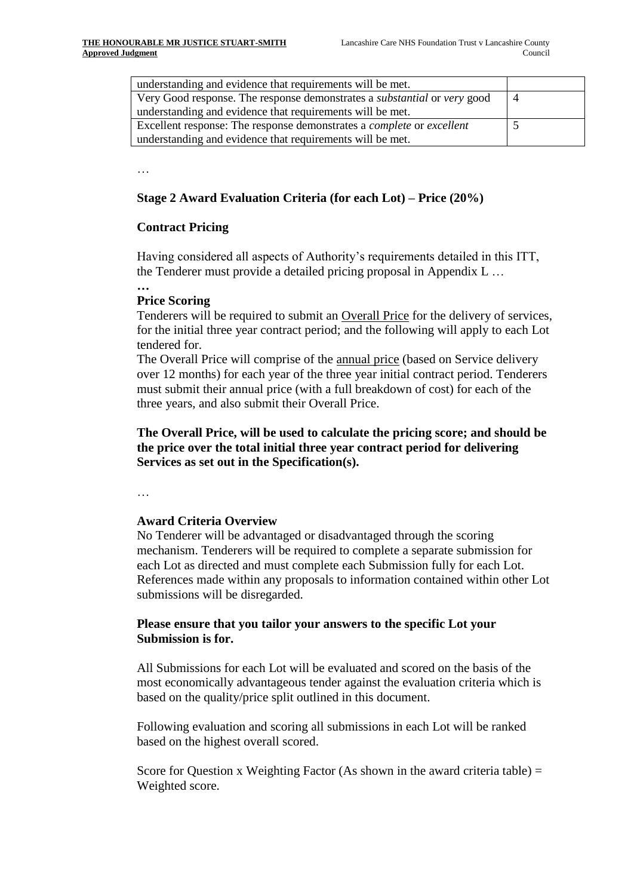| | |
|---|---|
| understanding and evidence that requirements will be met. | |
| Very Good response. The response demonstrates a *substantial* or *very* good understanding and evidence that requirements will be met. | 4 |
| Excellent response: The response demonstrates a *complete* or *excellent* understanding and evidence that requirements will be met. | 5 |

…

**Stage 2 Award Evaluation Criteria (for each Lot) – Price (20%)**

**Contract Pricing**

Having considered all aspects of Authority's requirements detailed in this ITT, the Tenderer must provide a detailed pricing proposal in Appendix L …

**…**

**Price Scoring**

Tenderers will be required to submit an Overall Price for the delivery of services, for the initial three year contract period; and the following will apply to each Lot tendered for.

The Overall Price will comprise of the annual price (based on Service delivery over 12 months) for each year of the three year initial contract period. Tenderers must submit their annual price (with a full breakdown of cost) for each of the three years, and also submit their Overall Price.

**The Overall Price, will be used to calculate the pricing score; and should be the price over the total initial three year contract period for delivering Services as set out in the Specification(s).**

…

**Award Criteria Overview**

No Tenderer will be advantaged or disadvantaged through the scoring mechanism. Tenderers will be required to complete a separate submission for each Lot as directed and must complete each Submission fully for each Lot. References made within any proposals to information contained within other Lot submissions will be disregarded.

**Please ensure that you tailor your answers to the specific Lot your Submission is for.**

All Submissions for each Lot will be evaluated and scored on the basis of the most economically advantageous tender against the evaluation criteria which is based on the quality/price split outlined in this document.

Following evaluation and scoring all submissions in each Lot will be ranked based on the highest overall scored.

Score for Question x Weighting Factor (As shown in the award criteria table) = Weighted score.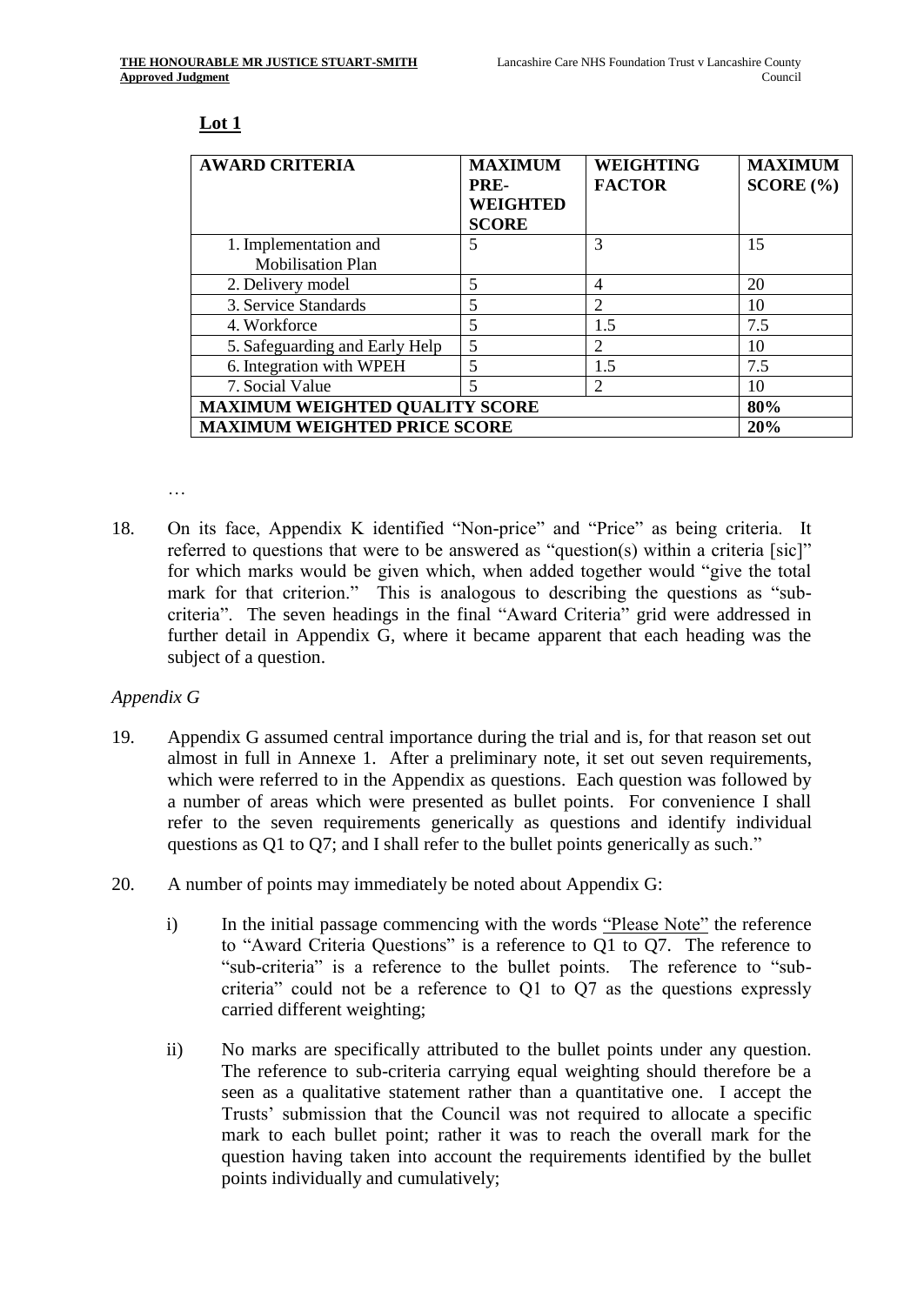**Lot 1**

| AWARD CRITERIA | MAXIMUM PRE-WEIGHTED SCORE | WEIGHTING FACTOR | MAXIMUM SCORE (%) |
|---|---|---|---|
| 1. Implementation and Mobilisation Plan | 5 | 3 | 15 |
| 2. Delivery model | 5 | 4 | 20 |
| 3. Service Standards | 5 | 2 | 10 |
| 4. Workforce | 5 | 1.5 | 7.5 |
| 5. Safeguarding and Early Help | 5 | 2 | 10 |
| 6. Integration with WPEH | 5 | 1.5 | 7.5 |
| 7. Social Value | 5 | 2 | 10 |
| **MAXIMUM WEIGHTED QUALITY SCORE** | | | **80%** |
| **MAXIMUM WEIGHTED PRICE SCORE** | | | **20%** |

…

18. On its face, Appendix K identified "Non-price" and "Price" as being criteria. It referred to questions that were to be answered as "question(s) within a criteria [sic]" for which marks would be given which, when added together would "give the total mark for that criterion." This is analogous to describing the questions as "sub-criteria". The seven headings in the final "Award Criteria" grid were addressed in further detail in Appendix G, where it became apparent that each heading was the subject of a question.

*Appendix G*

19. Appendix G assumed central importance during the trial and is, for that reason set out almost in full in Annexe 1. After a preliminary note, it set out seven requirements, which were referred to in the Appendix as questions. Each question was followed by a number of areas which were presented as bullet points. For convenience I shall refer to the seven requirements generically as questions and identify individual questions as Q1 to Q7; and I shall refer to the bullet points generically as such."

20. A number of points may immediately be noted about Appendix G:

    i) In the initial passage commencing with the words "Please Note" the reference to "Award Criteria Questions" is a reference to Q1 to Q7. The reference to "sub-criteria" is a reference to the bullet points. The reference to "sub-criteria" could not be a reference to Q1 to Q7 as the questions expressly carried different weighting;

    ii) No marks are specifically attributed to the bullet points under any question. The reference to sub-criteria carrying equal weighting should therefore be a seen as a qualitative statement rather than a quantitative one. I accept the Trusts' submission that the Council was not required to allocate a specific mark to each bullet point; rather it was to reach the overall mark for the question having taken into account the requirements identified by the bullet points individually and cumulatively;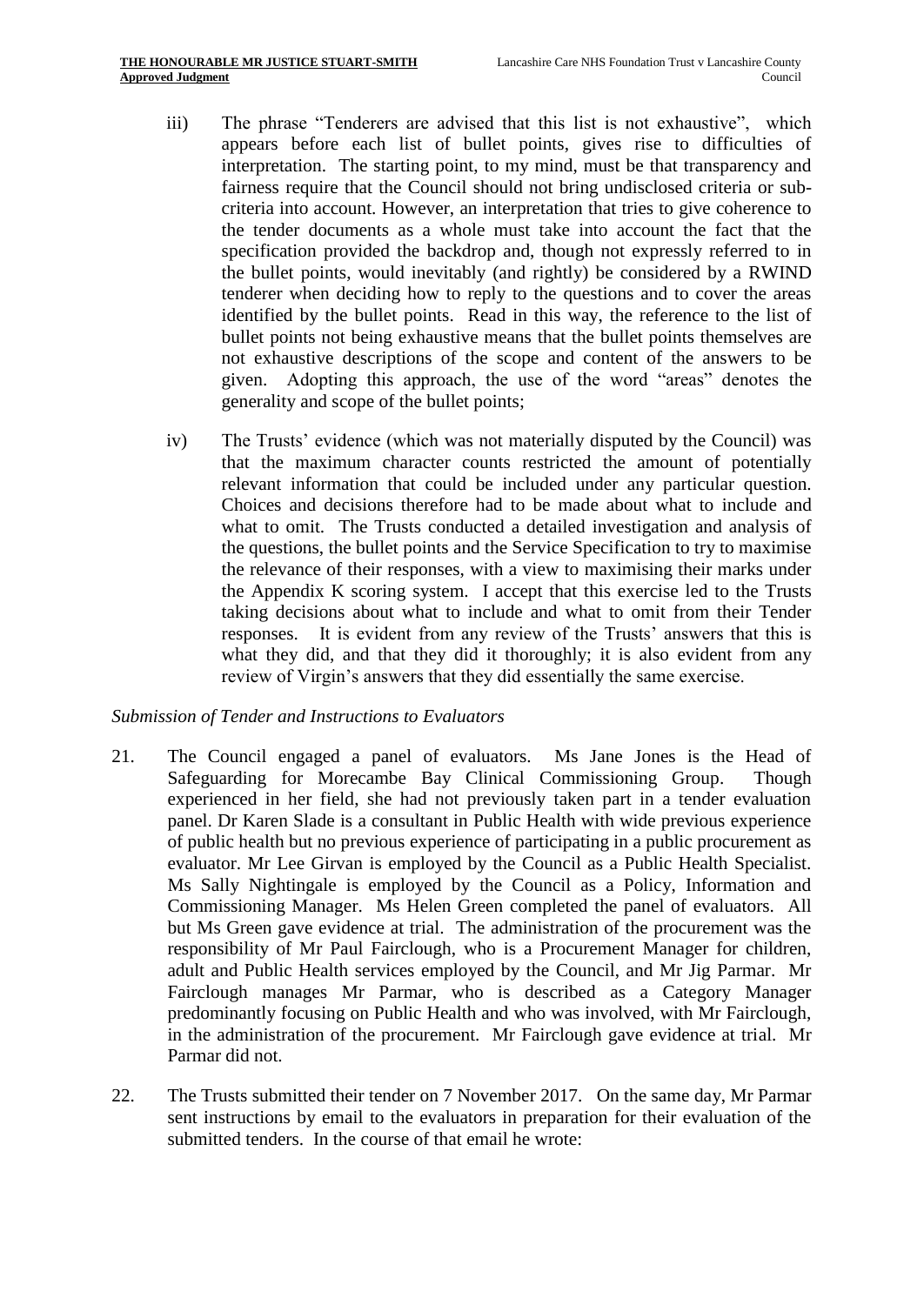iii) The phrase "Tenderers are advised that this list is not exhaustive", which appears before each list of bullet points, gives rise to difficulties of interpretation. The starting point, to my mind, must be that transparency and fairness require that the Council should not bring undisclosed criteria or sub-criteria into account. However, an interpretation that tries to give coherence to the tender documents as a whole must take into account the fact that the specification provided the backdrop and, though not expressly referred to in the bullet points, would inevitably (and rightly) be considered by a RWIND tenderer when deciding how to reply to the questions and to cover the areas identified by the bullet points. Read in this way, the reference to the list of bullet points not being exhaustive means that the bullet points themselves are not exhaustive descriptions of the scope and content of the answers to be given. Adopting this approach, the use of the word "areas" denotes the generality and scope of the bullet points;

iv) The Trusts' evidence (which was not materially disputed by the Council) was that the maximum character counts restricted the amount of potentially relevant information that could be included under any particular question. Choices and decisions therefore had to be made about what to include and what to omit. The Trusts conducted a detailed investigation and analysis of the questions, the bullet points and the Service Specification to try to maximise the relevance of their responses, with a view to maximising their marks under the Appendix K scoring system. I accept that this exercise led to the Trusts taking decisions about what to include and what to omit from their Tender responses. It is evident from any review of the Trusts' answers that this is what they did, and that they did it thoroughly; it is also evident from any review of Virgin's answers that they did essentially the same exercise.

*Submission of Tender and Instructions to Evaluators*

21. The Council engaged a panel of evaluators. Ms Jane Jones is the Head of Safeguarding for Morecambe Bay Clinical Commissioning Group. Though experienced in her field, she had not previously taken part in a tender evaluation panel. Dr Karen Slade is a consultant in Public Health with wide previous experience of public health but no previous experience of participating in a public procurement as evaluator. Mr Lee Girvan is employed by the Council as a Public Health Specialist. Ms Sally Nightingale is employed by the Council as a Policy, Information and Commissioning Manager. Ms Helen Green completed the panel of evaluators. All but Ms Green gave evidence at trial. The administration of the procurement was the responsibility of Mr Paul Fairclough, who is a Procurement Manager for children, adult and Public Health services employed by the Council, and Mr Jig Parmar. Mr Fairclough manages Mr Parmar, who is described as a Category Manager predominantly focusing on Public Health and who was involved, with Mr Fairclough, in the administration of the procurement. Mr Fairclough gave evidence at trial. Mr Parmar did not.

22. The Trusts submitted their tender on 7 November 2017. On the same day, Mr Parmar sent instructions by email to the evaluators in preparation for their evaluation of the submitted tenders. In the course of that email he wrote: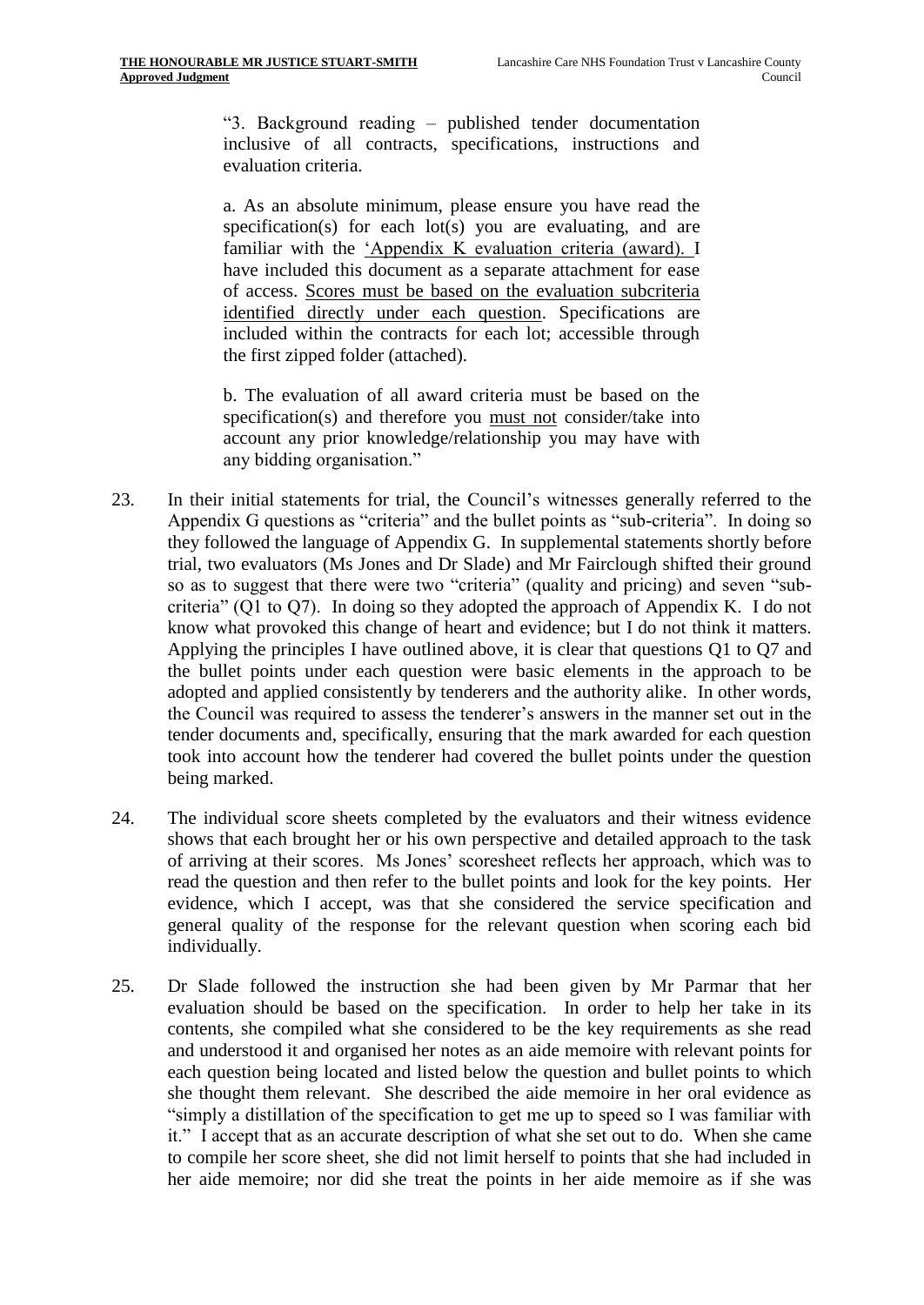> "3. Background reading – published tender documentation inclusive of all contracts, specifications, instructions and evaluation criteria.
>
> a. As an absolute minimum, please ensure you have read the specification(s) for each lot(s) you are evaluating, and are familiar with the 'Appendix K evaluation criteria (award). I have included this document as a separate attachment for ease of access. Scores must be based on the evaluation subcriteria identified directly under each question. Specifications are included within the contracts for each lot; accessible through the first zipped folder (attached).
>
> b. The evaluation of all award criteria must be based on the specification(s) and therefore you must not consider/take into account any prior knowledge/relationship you may have with any bidding organisation."

23. In their initial statements for trial, the Council's witnesses generally referred to the Appendix G questions as "criteria" and the bullet points as "sub-criteria". In doing so they followed the language of Appendix G. In supplemental statements shortly before trial, two evaluators (Ms Jones and Dr Slade) and Mr Fairclough shifted their ground so as to suggest that there were two "criteria" (quality and pricing) and seven "sub-criteria" (Q1 to Q7). In doing so they adopted the approach of Appendix K. I do not know what provoked this change of heart and evidence; but I do not think it matters. Applying the principles I have outlined above, it is clear that questions Q1 to Q7 and the bullet points under each question were basic elements in the approach to be adopted and applied consistently by tenderers and the authority alike. In other words, the Council was required to assess the tenderer's answers in the manner set out in the tender documents and, specifically, ensuring that the mark awarded for each question took into account how the tenderer had covered the bullet points under the question being marked.

24. The individual score sheets completed by the evaluators and their witness evidence shows that each brought her or his own perspective and detailed approach to the task of arriving at their scores. Ms Jones' scoresheet reflects her approach, which was to read the question and then refer to the bullet points and look for the key points. Her evidence, which I accept, was that she considered the service specification and general quality of the response for the relevant question when scoring each bid individually.

25. Dr Slade followed the instruction she had been given by Mr Parmar that her evaluation should be based on the specification. In order to help her take in its contents, she compiled what she considered to be the key requirements as she read and understood it and organised her notes as an aide memoire with relevant points for each question being located and listed below the question and bullet points to which she thought them relevant. She described the aide memoire in her oral evidence as "simply a distillation of the specification to get me up to speed so I was familiar with it." I accept that as an accurate description of what she set out to do. When she came to compile her score sheet, she did not limit herself to points that she had included in her aide memoire; nor did she treat the points in her aide memoire as if she was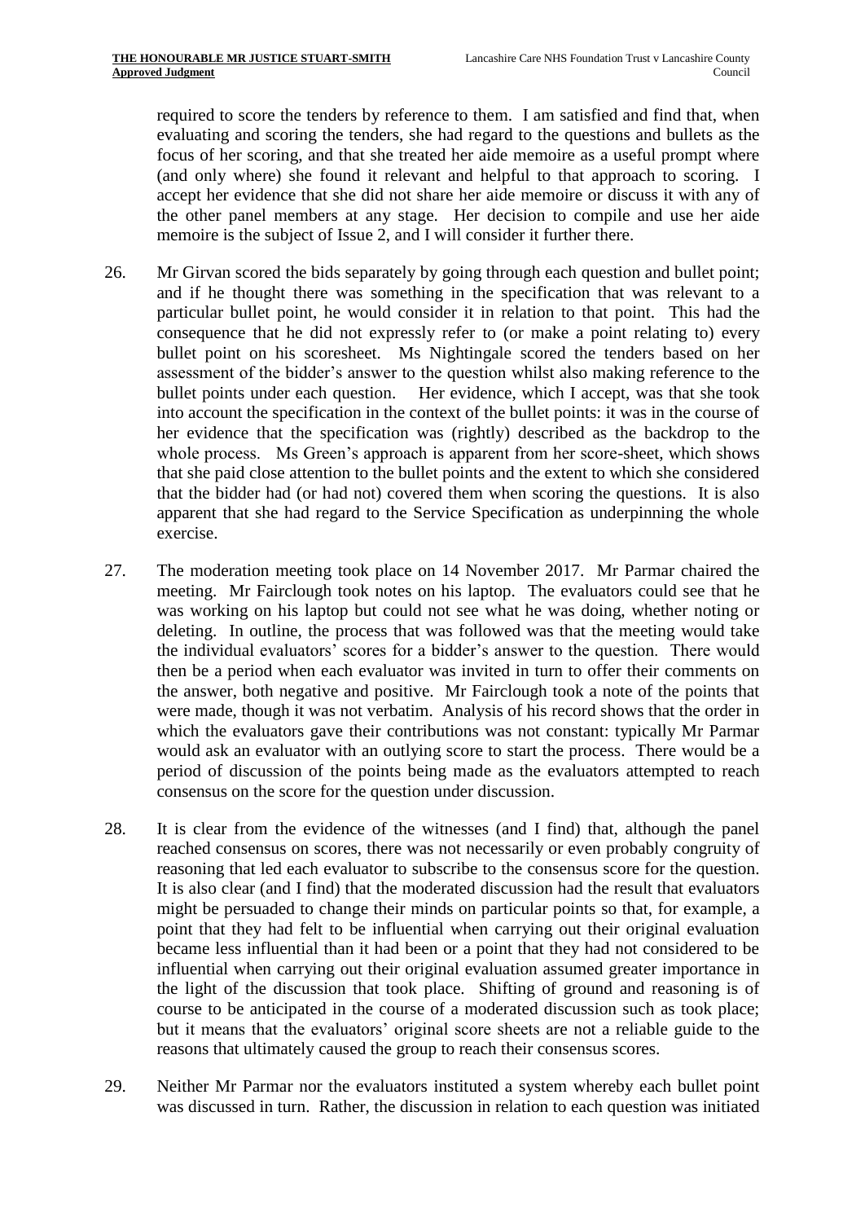required to score the tenders by reference to them. I am satisfied and find that, when evaluating and scoring the tenders, she had regard to the questions and bullets as the focus of her scoring, and that she treated her aide memoire as a useful prompt where (and only where) she found it relevant and helpful to that approach to scoring. I accept her evidence that she did not share her aide memoire or discuss it with any of the other panel members at any stage. Her decision to compile and use her aide memoire is the subject of Issue 2, and I will consider it further there.

26. Mr Girvan scored the bids separately by going through each question and bullet point; and if he thought there was something in the specification that was relevant to a particular bullet point, he would consider it in relation to that point. This had the consequence that he did not expressly refer to (or make a point relating to) every bullet point on his scoresheet. Ms Nightingale scored the tenders based on her assessment of the bidder's answer to the question whilst also making reference to the bullet points under each question. Her evidence, which I accept, was that she took into account the specification in the context of the bullet points: it was in the course of her evidence that the specification was (rightly) described as the backdrop to the whole process. Ms Green's approach is apparent from her score-sheet, which shows that she paid close attention to the bullet points and the extent to which she considered that the bidder had (or had not) covered them when scoring the questions. It is also apparent that she had regard to the Service Specification as underpinning the whole exercise.

27. The moderation meeting took place on 14 November 2017. Mr Parmar chaired the meeting. Mr Fairclough took notes on his laptop. The evaluators could see that he was working on his laptop but could not see what he was doing, whether noting or deleting. In outline, the process that was followed was that the meeting would take the individual evaluators' scores for a bidder's answer to the question. There would then be a period when each evaluator was invited in turn to offer their comments on the answer, both negative and positive. Mr Fairclough took a note of the points that were made, though it was not verbatim. Analysis of his record shows that the order in which the evaluators gave their contributions was not constant: typically Mr Parmar would ask an evaluator with an outlying score to start the process. There would be a period of discussion of the points being made as the evaluators attempted to reach consensus on the score for the question under discussion.

28. It is clear from the evidence of the witnesses (and I find) that, although the panel reached consensus on scores, there was not necessarily or even probably congruity of reasoning that led each evaluator to subscribe to the consensus score for the question. It is also clear (and I find) that the moderated discussion had the result that evaluators might be persuaded to change their minds on particular points so that, for example, a point that they had felt to be influential when carrying out their original evaluation became less influential than it had been or a point that they had not considered to be influential when carrying out their original evaluation assumed greater importance in the light of the discussion that took place. Shifting of ground and reasoning is of course to be anticipated in the course of a moderated discussion such as took place; but it means that the evaluators' original score sheets are not a reliable guide to the reasons that ultimately caused the group to reach their consensus scores.

29. Neither Mr Parmar nor the evaluators instituted a system whereby each bullet point was discussed in turn. Rather, the discussion in relation to each question was initiated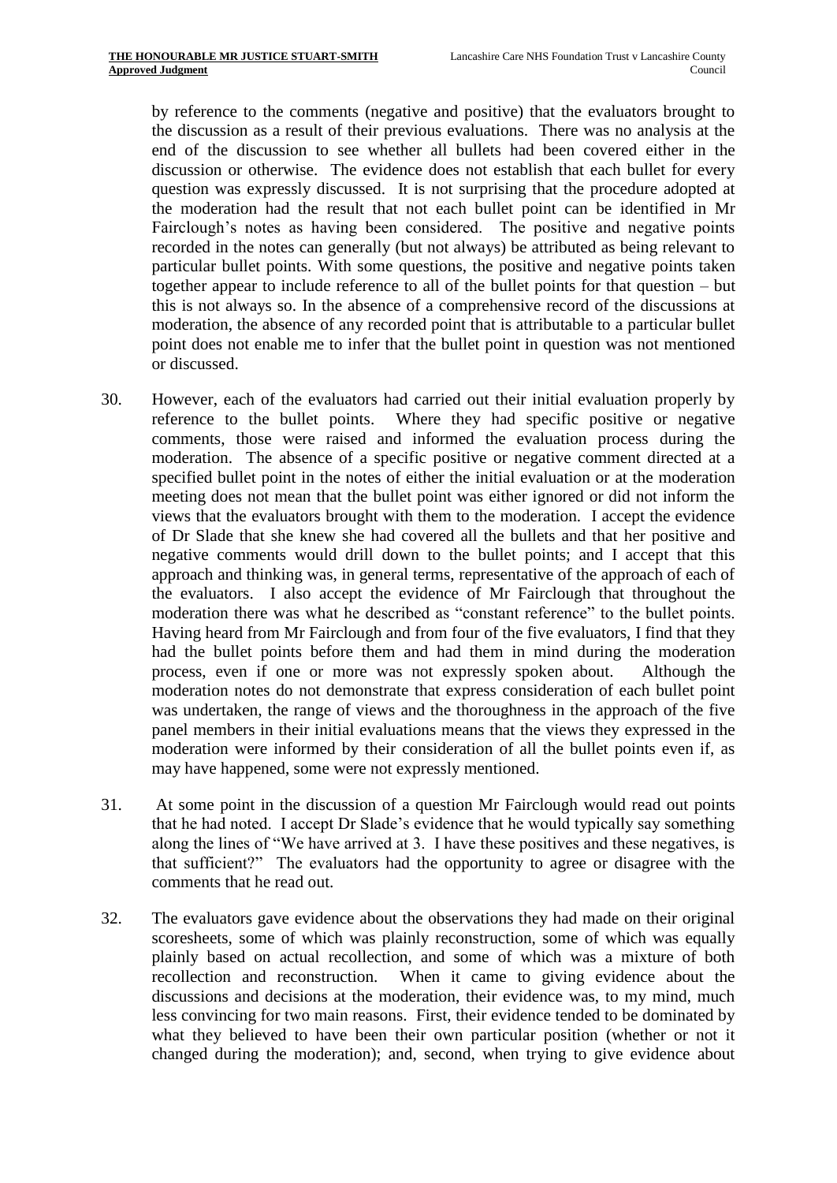by reference to the comments (negative and positive) that the evaluators brought to the discussion as a result of their previous evaluations. There was no analysis at the end of the discussion to see whether all bullets had been covered either in the discussion or otherwise. The evidence does not establish that each bullet for every question was expressly discussed. It is not surprising that the procedure adopted at the moderation had the result that not each bullet point can be identified in Mr Fairclough's notes as having been considered. The positive and negative points recorded in the notes can generally (but not always) be attributed as being relevant to particular bullet points. With some questions, the positive and negative points taken together appear to include reference to all of the bullet points for that question – but this is not always so. In the absence of a comprehensive record of the discussions at moderation, the absence of any recorded point that is attributable to a particular bullet point does not enable me to infer that the bullet point in question was not mentioned or discussed.

30. However, each of the evaluators had carried out their initial evaluation properly by reference to the bullet points. Where they had specific positive or negative comments, those were raised and informed the evaluation process during the moderation. The absence of a specific positive or negative comment directed at a specified bullet point in the notes of either the initial evaluation or at the moderation meeting does not mean that the bullet point was either ignored or did not inform the views that the evaluators brought with them to the moderation. I accept the evidence of Dr Slade that she knew she had covered all the bullets and that her positive and negative comments would drill down to the bullet points; and I accept that this approach and thinking was, in general terms, representative of the approach of each of the evaluators. I also accept the evidence of Mr Fairclough that throughout the moderation there was what he described as "constant reference" to the bullet points. Having heard from Mr Fairclough and from four of the five evaluators, I find that they had the bullet points before them and had them in mind during the moderation process, even if one or more was not expressly spoken about. Although the moderation notes do not demonstrate that express consideration of each bullet point was undertaken, the range of views and the thoroughness in the approach of the five panel members in their initial evaluations means that the views they expressed in the moderation were informed by their consideration of all the bullet points even if, as may have happened, some were not expressly mentioned.

31. At some point in the discussion of a question Mr Fairclough would read out points that he had noted. I accept Dr Slade's evidence that he would typically say something along the lines of "We have arrived at 3. I have these positives and these negatives, is that sufficient?" The evaluators had the opportunity to agree or disagree with the comments that he read out.

32. The evaluators gave evidence about the observations they had made on their original scoresheets, some of which was plainly reconstruction, some of which was equally plainly based on actual recollection, and some of which was a mixture of both recollection and reconstruction. When it came to giving evidence about the discussions and decisions at the moderation, their evidence was, to my mind, much less convincing for two main reasons. First, their evidence tended to be dominated by what they believed to have been their own particular position (whether or not it changed during the moderation); and, second, when trying to give evidence about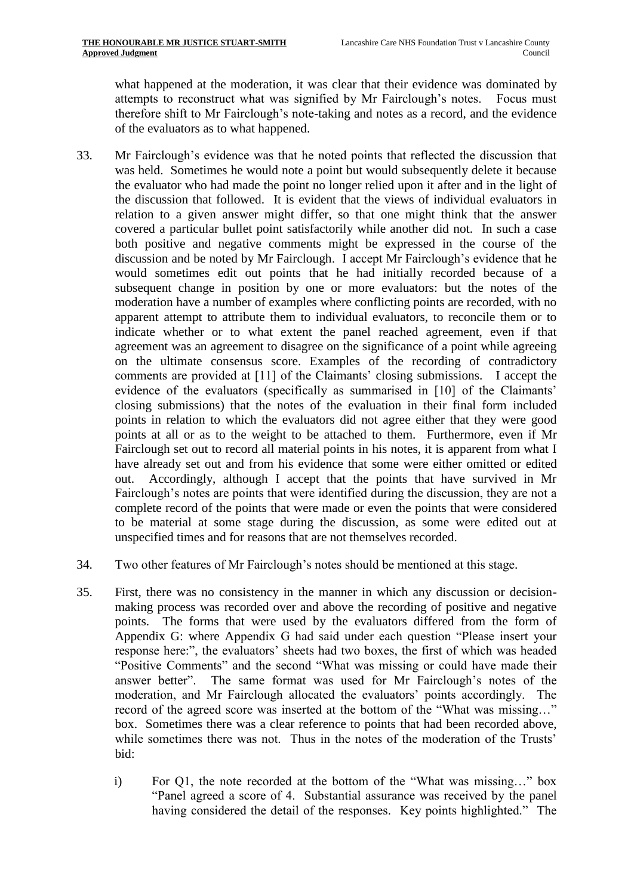what happened at the moderation, it was clear that their evidence was dominated by attempts to reconstruct what was signified by Mr Fairclough's notes. Focus must therefore shift to Mr Fairclough's note-taking and notes as a record, and the evidence of the evaluators as to what happened.

33. Mr Fairclough's evidence was that he noted points that reflected the discussion that was held. Sometimes he would note a point but would subsequently delete it because the evaluator who had made the point no longer relied upon it after and in the light of the discussion that followed. It is evident that the views of individual evaluators in relation to a given answer might differ, so that one might think that the answer covered a particular bullet point satisfactorily while another did not. In such a case both positive and negative comments might be expressed in the course of the discussion and be noted by Mr Fairclough. I accept Mr Fairclough's evidence that he would sometimes edit out points that he had initially recorded because of a subsequent change in position by one or more evaluators: but the notes of the moderation have a number of examples where conflicting points are recorded, with no apparent attempt to attribute them to individual evaluators, to reconcile them or to indicate whether or to what extent the panel reached agreement, even if that agreement was an agreement to disagree on the significance of a point while agreeing on the ultimate consensus score. Examples of the recording of contradictory comments are provided at [11] of the Claimants' closing submissions. I accept the evidence of the evaluators (specifically as summarised in [10] of the Claimants' closing submissions) that the notes of the evaluation in their final form included points in relation to which the evaluators did not agree either that they were good points at all or as to the weight to be attached to them. Furthermore, even if Mr Fairclough set out to record all material points in his notes, it is apparent from what I have already set out and from his evidence that some were either omitted or edited out. Accordingly, although I accept that the points that have survived in Mr Fairclough's notes are points that were identified during the discussion, they are not a complete record of the points that were made or even the points that were considered to be material at some stage during the discussion, as some were edited out at unspecified times and for reasons that are not themselves recorded.

34. Two other features of Mr Fairclough's notes should be mentioned at this stage.

35. First, there was no consistency in the manner in which any discussion or decision-making process was recorded over and above the recording of positive and negative points. The forms that were used by the evaluators differed from the form of Appendix G: where Appendix G had said under each question "Please insert your response here:", the evaluators' sheets had two boxes, the first of which was headed "Positive Comments" and the second "What was missing or could have made their answer better". The same format was used for Mr Fairclough's notes of the moderation, and Mr Fairclough allocated the evaluators' points accordingly. The record of the agreed score was inserted at the bottom of the "What was missing…" box. Sometimes there was a clear reference to points that had been recorded above, while sometimes there was not. Thus in the notes of the moderation of the Trusts' bid:

    i) For Q1, the note recorded at the bottom of the "What was missing…" box "Panel agreed a score of 4. Substantial assurance was received by the panel having considered the detail of the responses. Key points highlighted." The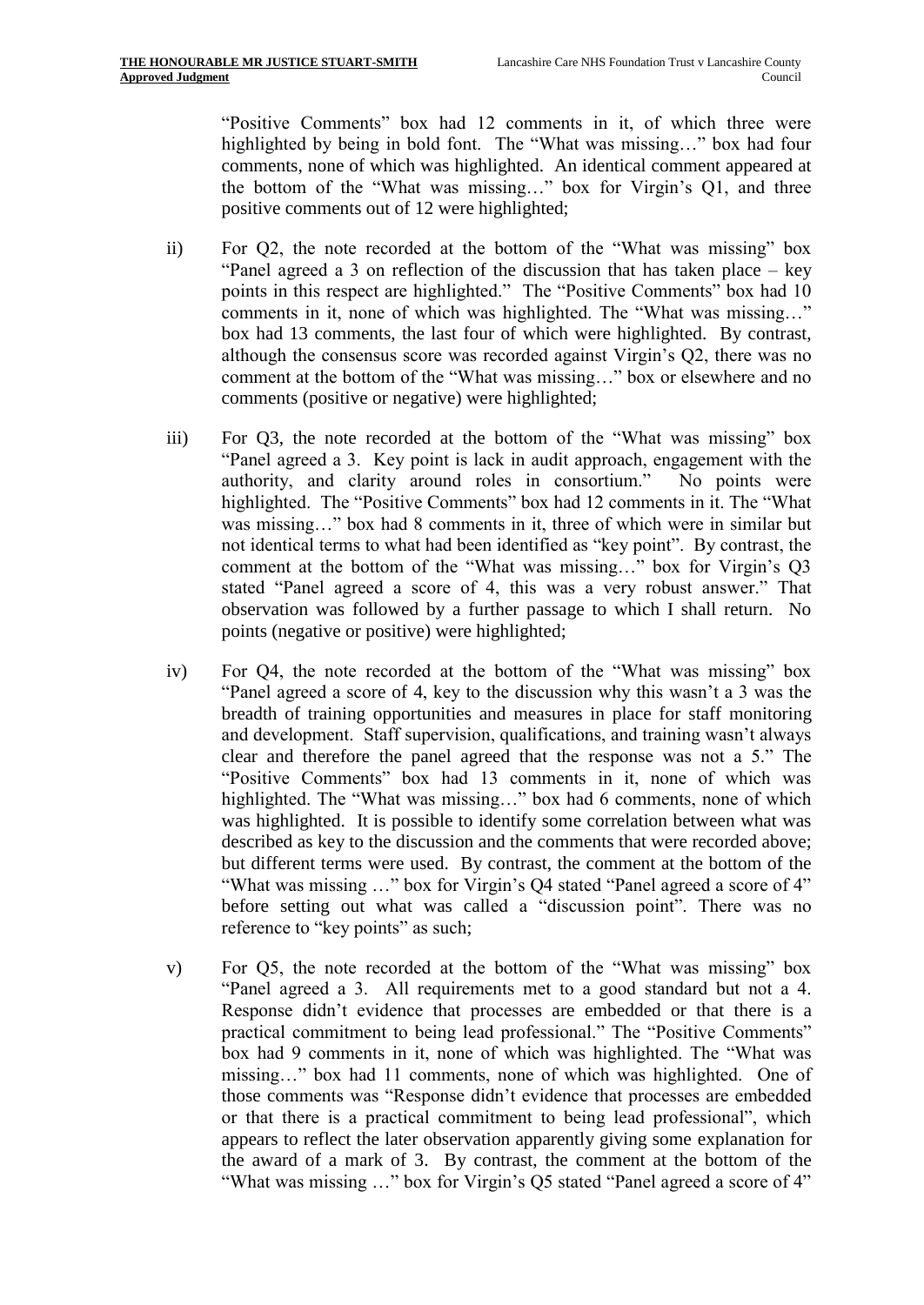"Positive Comments" box had 12 comments in it, of which three were highlighted by being in bold font. The "What was missing…" box had four comments, none of which was highlighted. An identical comment appeared at the bottom of the "What was missing…" box for Virgin's Q1, and three positive comments out of 12 were highlighted;

ii) For Q2, the note recorded at the bottom of the "What was missing" box "Panel agreed a 3 on reflection of the discussion that has taken place – key points in this respect are highlighted." The "Positive Comments" box had 10 comments in it, none of which was highlighted. The "What was missing…" box had 13 comments, the last four of which were highlighted. By contrast, although the consensus score was recorded against Virgin's Q2, there was no comment at the bottom of the "What was missing…" box or elsewhere and no comments (positive or negative) were highlighted;

iii) For Q3, the note recorded at the bottom of the "What was missing" box "Panel agreed a 3. Key point is lack in audit approach, engagement with the authority, and clarity around roles in consortium." No points were highlighted. The "Positive Comments" box had 12 comments in it. The "What was missing…" box had 8 comments in it, three of which were in similar but not identical terms to what had been identified as "key point". By contrast, the comment at the bottom of the "What was missing…" box for Virgin's Q3 stated "Panel agreed a score of 4, this was a very robust answer." That observation was followed by a further passage to which I shall return. No points (negative or positive) were highlighted;

iv) For Q4, the note recorded at the bottom of the "What was missing" box "Panel agreed a score of 4, key to the discussion why this wasn't a 3 was the breadth of training opportunities and measures in place for staff monitoring and development. Staff supervision, qualifications, and training wasn't always clear and therefore the panel agreed that the response was not a 5." The "Positive Comments" box had 13 comments in it, none of which was highlighted. The "What was missing…" box had 6 comments, none of which was highlighted. It is possible to identify some correlation between what was described as key to the discussion and the comments that were recorded above; but different terms were used. By contrast, the comment at the bottom of the "What was missing …" box for Virgin's Q4 stated "Panel agreed a score of 4" before setting out what was called a "discussion point". There was no reference to "key points" as such;

v) For Q5, the note recorded at the bottom of the "What was missing" box "Panel agreed a 3. All requirements met to a good standard but not a 4. Response didn't evidence that processes are embedded or that there is a practical commitment to being lead professional." The "Positive Comments" box had 9 comments in it, none of which was highlighted. The "What was missing…" box had 11 comments, none of which was highlighted. One of those comments was "Response didn't evidence that processes are embedded or that there is a practical commitment to being lead professional", which appears to reflect the later observation apparently giving some explanation for the award of a mark of 3. By contrast, the comment at the bottom of the "What was missing …" box for Virgin's Q5 stated "Panel agreed a score of 4"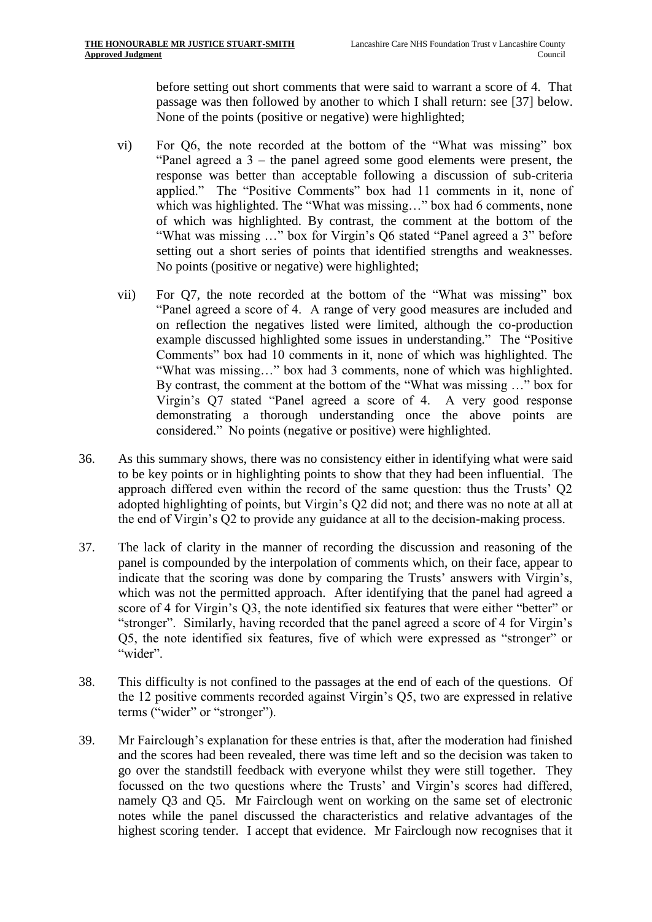before setting out short comments that were said to warrant a score of 4. That passage was then followed by another to which I shall return: see [37] below. None of the points (positive or negative) were highlighted;

vi) For Q6, the note recorded at the bottom of the "What was missing" box "Panel agreed a 3 – the panel agreed some good elements were present, the response was better than acceptable following a discussion of sub-criteria applied." The "Positive Comments" box had 11 comments in it, none of which was highlighted. The "What was missing…" box had 6 comments, none of which was highlighted. By contrast, the comment at the bottom of the "What was missing …" box for Virgin's Q6 stated "Panel agreed a 3" before setting out a short series of points that identified strengths and weaknesses. No points (positive or negative) were highlighted;

vii) For Q7, the note recorded at the bottom of the "What was missing" box "Panel agreed a score of 4. A range of very good measures are included and on reflection the negatives listed were limited, although the co-production example discussed highlighted some issues in understanding." The "Positive Comments" box had 10 comments in it, none of which was highlighted. The "What was missing…" box had 3 comments, none of which was highlighted. By contrast, the comment at the bottom of the "What was missing …" box for Virgin's Q7 stated "Panel agreed a score of 4. A very good response demonstrating a thorough understanding once the above points are considered." No points (negative or positive) were highlighted.

36. As this summary shows, there was no consistency either in identifying what were said to be key points or in highlighting points to show that they had been influential. The approach differed even within the record of the same question: thus the Trusts' Q2 adopted highlighting of points, but Virgin's Q2 did not; and there was no note at all at the end of Virgin's Q2 to provide any guidance at all to the decision-making process.

37. The lack of clarity in the manner of recording the discussion and reasoning of the panel is compounded by the interpolation of comments which, on their face, appear to indicate that the scoring was done by comparing the Trusts' answers with Virgin's, which was not the permitted approach. After identifying that the panel had agreed a score of 4 for Virgin's Q3, the note identified six features that were either "better" or "stronger". Similarly, having recorded that the panel agreed a score of 4 for Virgin's Q5, the note identified six features, five of which were expressed as "stronger" or "wider".

38. This difficulty is not confined to the passages at the end of each of the questions. Of the 12 positive comments recorded against Virgin's Q5, two are expressed in relative terms ("wider" or "stronger").

39. Mr Fairclough's explanation for these entries is that, after the moderation had finished and the scores had been revealed, there was time left and so the decision was taken to go over the standstill feedback with everyone whilst they were still together. They focussed on the two questions where the Trusts' and Virgin's scores had differed, namely Q3 and Q5. Mr Fairclough went on working on the same set of electronic notes while the panel discussed the characteristics and relative advantages of the highest scoring tender. I accept that evidence. Mr Fairclough now recognises that it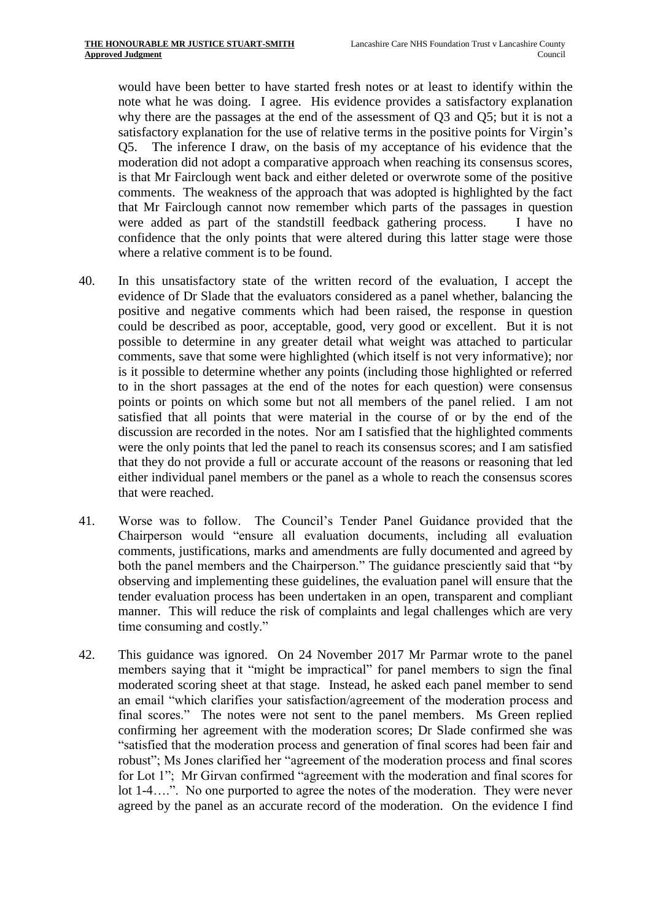would have been better to have started fresh notes or at least to identify within the note what he was doing. I agree. His evidence provides a satisfactory explanation why there are the passages at the end of the assessment of Q3 and Q5; but it is not a satisfactory explanation for the use of relative terms in the positive points for Virgin's Q5. The inference I draw, on the basis of my acceptance of his evidence that the moderation did not adopt a comparative approach when reaching its consensus scores, is that Mr Fairclough went back and either deleted or overwrote some of the positive comments. The weakness of the approach that was adopted is highlighted by the fact that Mr Fairclough cannot now remember which parts of the passages in question were added as part of the standstill feedback gathering process. I have no confidence that the only points that were altered during this latter stage were those where a relative comment is to be found.

40. In this unsatisfactory state of the written record of the evaluation, I accept the evidence of Dr Slade that the evaluators considered as a panel whether, balancing the positive and negative comments which had been raised, the response in question could be described as poor, acceptable, good, very good or excellent. But it is not possible to determine in any greater detail what weight was attached to particular comments, save that some were highlighted (which itself is not very informative); nor is it possible to determine whether any points (including those highlighted or referred to in the short passages at the end of the notes for each question) were consensus points or points on which some but not all members of the panel relied. I am not satisfied that all points that were material in the course of or by the end of the discussion are recorded in the notes. Nor am I satisfied that the highlighted comments were the only points that led the panel to reach its consensus scores; and I am satisfied that they do not provide a full or accurate account of the reasons or reasoning that led either individual panel members or the panel as a whole to reach the consensus scores that were reached.

41. Worse was to follow. The Council's Tender Panel Guidance provided that the Chairperson would "ensure all evaluation documents, including all evaluation comments, justifications, marks and amendments are fully documented and agreed by both the panel members and the Chairperson." The guidance presciently said that "by observing and implementing these guidelines, the evaluation panel will ensure that the tender evaluation process has been undertaken in an open, transparent and compliant manner. This will reduce the risk of complaints and legal challenges which are very time consuming and costly."

42. This guidance was ignored. On 24 November 2017 Mr Parmar wrote to the panel members saying that it "might be impractical" for panel members to sign the final moderated scoring sheet at that stage. Instead, he asked each panel member to send an email "which clarifies your satisfaction/agreement of the moderation process and final scores." The notes were not sent to the panel members. Ms Green replied confirming her agreement with the moderation scores; Dr Slade confirmed she was "satisfied that the moderation process and generation of final scores had been fair and robust"; Ms Jones clarified her "agreement of the moderation process and final scores for Lot 1"; Mr Girvan confirmed "agreement with the moderation and final scores for lot 1-4….". No one purported to agree the notes of the moderation. They were never agreed by the panel as an accurate record of the moderation. On the evidence I find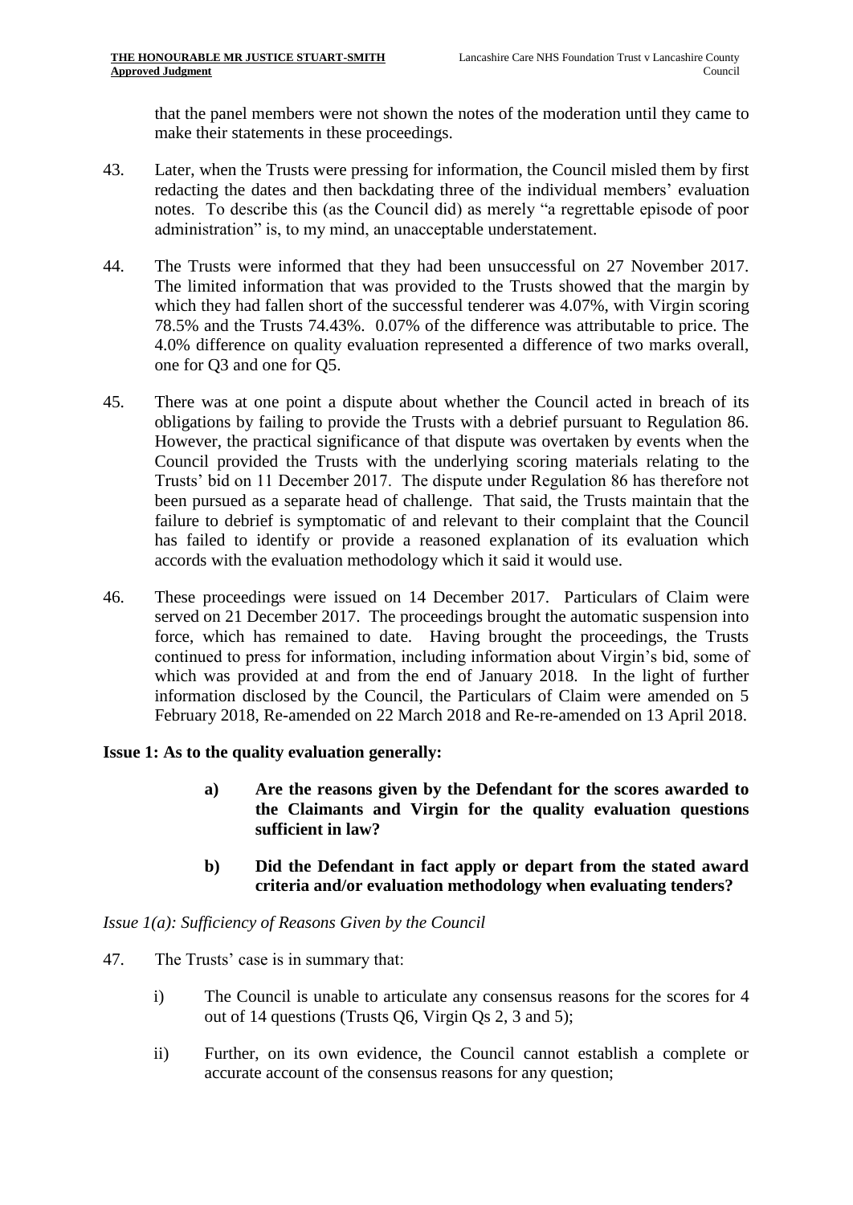that the panel members were not shown the notes of the moderation until they came to make their statements in these proceedings.

43. Later, when the Trusts were pressing for information, the Council misled them by first redacting the dates and then backdating three of the individual members' evaluation notes. To describe this (as the Council did) as merely "a regrettable episode of poor administration" is, to my mind, an unacceptable understatement.

44. The Trusts were informed that they had been unsuccessful on 27 November 2017. The limited information that was provided to the Trusts showed that the margin by which they had fallen short of the successful tenderer was 4.07%, with Virgin scoring 78.5% and the Trusts 74.43%. 0.07% of the difference was attributable to price. The 4.0% difference on quality evaluation represented a difference of two marks overall, one for Q3 and one for Q5.

45. There was at one point a dispute about whether the Council acted in breach of its obligations by failing to provide the Trusts with a debrief pursuant to Regulation 86. However, the practical significance of that dispute was overtaken by events when the Council provided the Trusts with the underlying scoring materials relating to the Trusts' bid on 11 December 2017. The dispute under Regulation 86 has therefore not been pursued as a separate head of challenge. That said, the Trusts maintain that the failure to debrief is symptomatic of and relevant to their complaint that the Council has failed to identify or provide a reasoned explanation of its evaluation which accords with the evaluation methodology which it said it would use.

46. These proceedings were issued on 14 December 2017. Particulars of Claim were served on 21 December 2017. The proceedings brought the automatic suspension into force, which has remained to date. Having brought the proceedings, the Trusts continued to press for information, including information about Virgin's bid, some of which was provided at and from the end of January 2018. In the light of further information disclosed by the Council, the Particulars of Claim were amended on 5 February 2018, Re-amended on 22 March 2018 and Re-re-amended on 13 April 2018.

**Issue 1: As to the quality evaluation generally:**

> **a) Are the reasons given by the Defendant for the scores awarded to the Claimants and Virgin for the quality evaluation questions sufficient in law?**
>
> **b) Did the Defendant in fact apply or depart from the stated award criteria and/or evaluation methodology when evaluating tenders?**

*Issue 1(a): Sufficiency of Reasons Given by the Council*

47. The Trusts' case is in summary that:

    i) The Council is unable to articulate any consensus reasons for the scores for 4 out of 14 questions (Trusts Q6, Virgin Qs 2, 3 and 5);

    ii) Further, on its own evidence, the Council cannot establish a complete or accurate account of the consensus reasons for any question;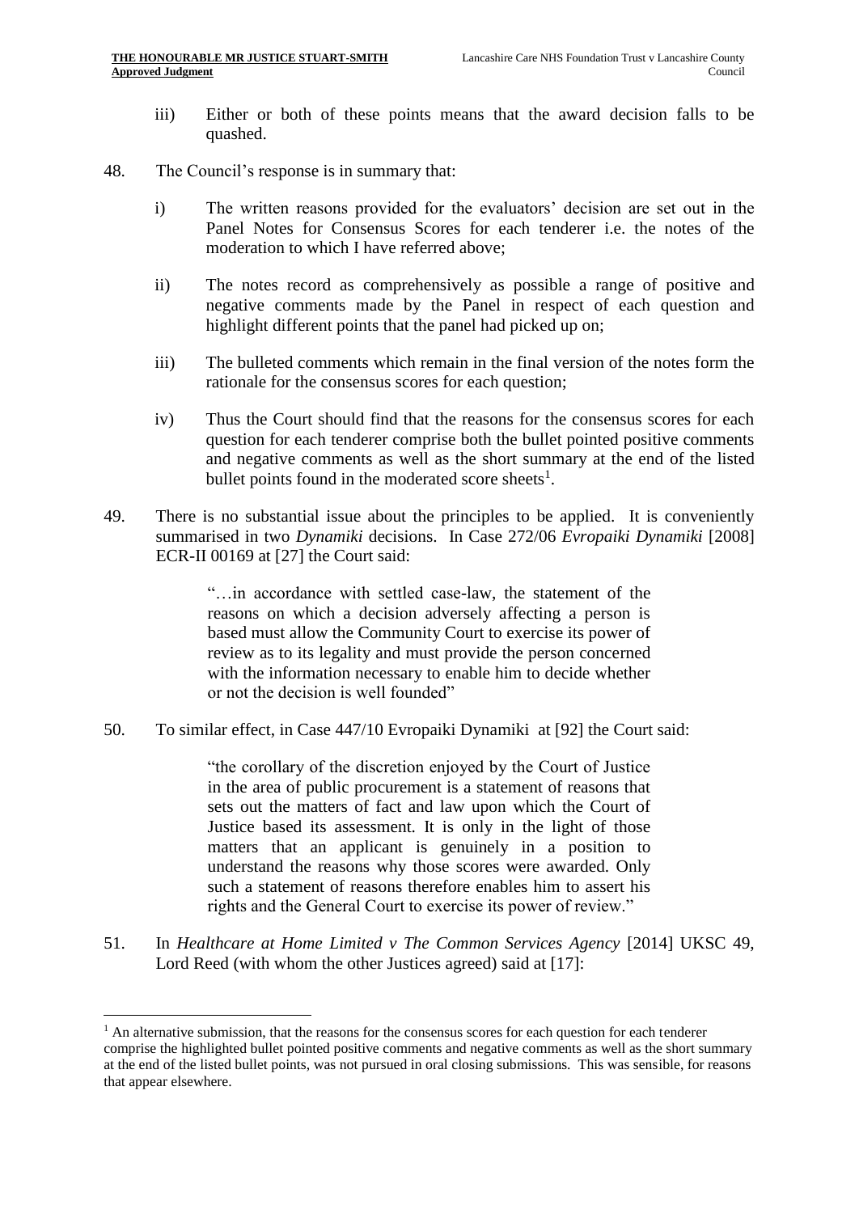iii) Either or both of these points means that the award decision falls to be quashed.

48. The Council's response is in summary that:

   i) The written reasons provided for the evaluators' decision are set out in the Panel Notes for Consensus Scores for each tenderer i.e. the notes of the moderation to which I have referred above;

   ii) The notes record as comprehensively as possible a range of positive and negative comments made by the Panel in respect of each question and highlight different points that the panel had picked up on;

   iii) The bulleted comments which remain in the final version of the notes form the rationale for the consensus scores for each question;

   iv) Thus the Court should find that the reasons for the consensus scores for each question for each tenderer comprise both the bullet pointed positive comments and negative comments as well as the short summary at the end of the listed bullet points found in the moderated score sheets[1].

49. There is no substantial issue about the principles to be applied. It is conveniently summarised in two *Dynamiki* decisions. In Case 272/06 *Evropaiki Dynamiki* [2008] ECR-II 00169 at [27] the Court said:

> "…in accordance with settled case-law, the statement of the reasons on which a decision adversely affecting a person is based must allow the Community Court to exercise its power of review as to its legality and must provide the person concerned with the information necessary to enable him to decide whether or not the decision is well founded"

50. To similar effect, in Case 447/10 Evropaiki Dynamiki at [92] the Court said:

> "the corollary of the discretion enjoyed by the Court of Justice in the area of public procurement is a statement of reasons that sets out the matters of fact and law upon which the Court of Justice based its assessment. It is only in the light of those matters that an applicant is genuinely in a position to understand the reasons why those scores were awarded. Only such a statement of reasons therefore enables him to assert his rights and the General Court to exercise its power of review."

51. In *Healthcare at Home Limited v The Common Services Agency* [2014] UKSC 49, Lord Reed (with whom the other Justices agreed) said at [17]:

---

[1] An alternative submission, that the reasons for the consensus scores for each question for each tenderer comprise the highlighted bullet pointed positive comments and negative comments as well as the short summary at the end of the listed bullet points, was not pursued in oral closing submissions. This was sensible, for reasons that appear elsewhere.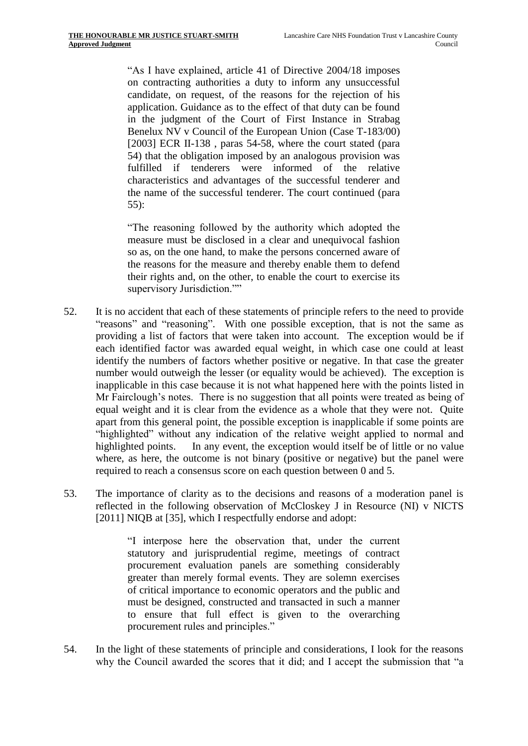> "As I have explained, article 41 of Directive 2004/18 imposes on contracting authorities a duty to inform any unsuccessful candidate, on request, of the reasons for the rejection of his application. Guidance as to the effect of that duty can be found in the judgment of the Court of First Instance in Strabag Benelux NV v Council of the European Union (Case T-183/00) [2003] ECR II-138 , paras 54-58, where the court stated (para 54) that the obligation imposed by an analogous provision was fulfilled if tenderers were informed of the relative characteristics and advantages of the successful tenderer and the name of the successful tenderer. The court continued (para 55):
>
> "The reasoning followed by the authority which adopted the measure must be disclosed in a clear and unequivocal fashion so as, on the one hand, to make the persons concerned aware of the reasons for the measure and thereby enable them to defend their rights and, on the other, to enable the court to exercise its supervisory Jurisdiction.""

52. It is no accident that each of these statements of principle refers to the need to provide "reasons" and "reasoning". With one possible exception, that is not the same as providing a list of factors that were taken into account. The exception would be if each identified factor was awarded equal weight, in which case one could at least identify the numbers of factors whether positive or negative. In that case the greater number would outweigh the lesser (or equality would be achieved). The exception is inapplicable in this case because it is not what happened here with the points listed in Mr Fairclough's notes. There is no suggestion that all points were treated as being of equal weight and it is clear from the evidence as a whole that they were not. Quite apart from this general point, the possible exception is inapplicable if some points are "highlighted" without any indication of the relative weight applied to normal and highlighted points. In any event, the exception would itself be of little or no value where, as here, the outcome is not binary (positive or negative) but the panel were required to reach a consensus score on each question between 0 and 5.

53. The importance of clarity as to the decisions and reasons of a moderation panel is reflected in the following observation of McCloskey J in Resource (NI) v NICTS [2011] NIQB at [35], which I respectfully endorse and adopt:

> "I interpose here the observation that, under the current statutory and jurisprudential regime, meetings of contract procurement evaluation panels are something considerably greater than merely formal events. They are solemn exercises of critical importance to economic operators and the public and must be designed, constructed and transacted in such a manner to ensure that full effect is given to the overarching procurement rules and principles."

54. In the light of these statements of principle and considerations, I look for the reasons why the Council awarded the scores that it did; and I accept the submission that "a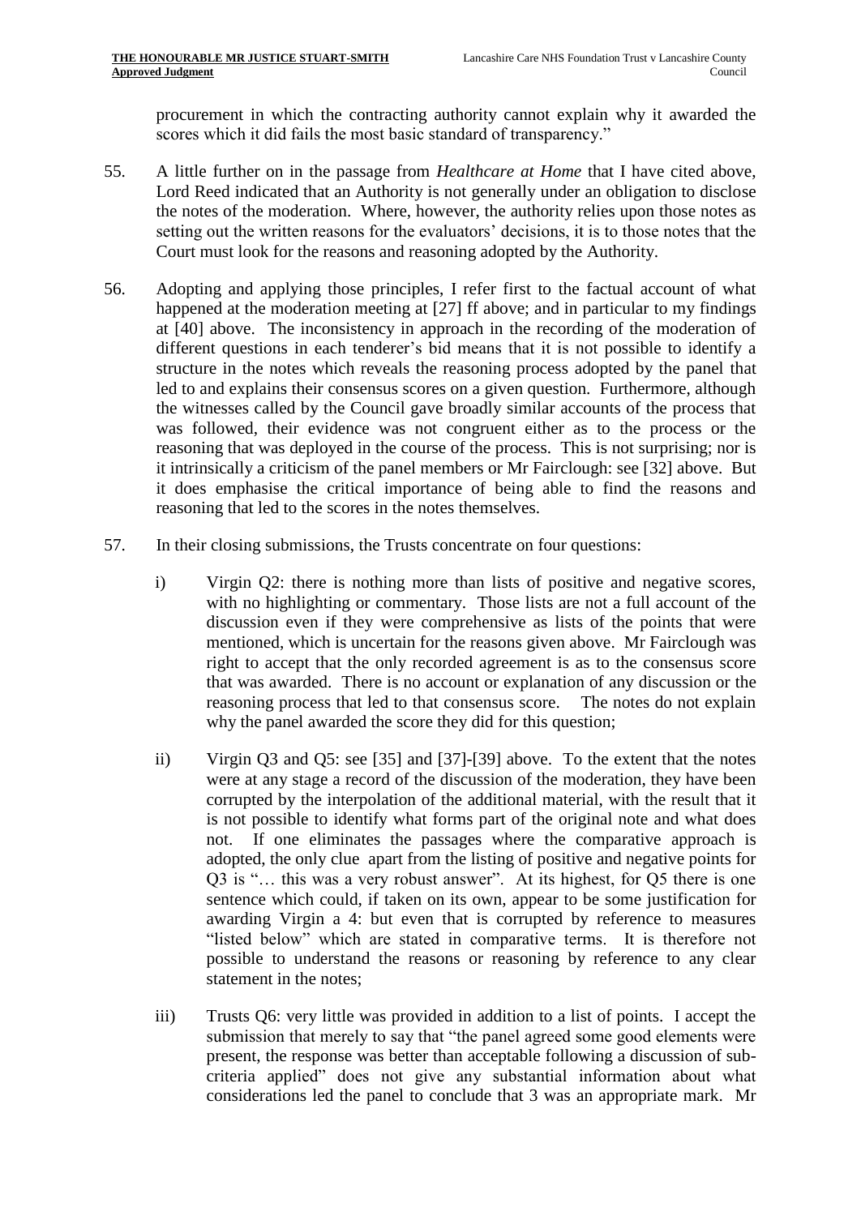procurement in which the contracting authority cannot explain why it awarded the scores which it did fails the most basic standard of transparency."

55. A little further on in the passage from *Healthcare at Home* that I have cited above, Lord Reed indicated that an Authority is not generally under an obligation to disclose the notes of the moderation. Where, however, the authority relies upon those notes as setting out the written reasons for the evaluators' decisions, it is to those notes that the Court must look for the reasons and reasoning adopted by the Authority.

56. Adopting and applying those principles, I refer first to the factual account of what happened at the moderation meeting at [27] ff above; and in particular to my findings at [40] above. The inconsistency in approach in the recording of the moderation of different questions in each tenderer's bid means that it is not possible to identify a structure in the notes which reveals the reasoning process adopted by the panel that led to and explains their consensus scores on a given question. Furthermore, although the witnesses called by the Council gave broadly similar accounts of the process that was followed, their evidence was not congruent either as to the process or the reasoning that was deployed in the course of the process. This is not surprising; nor is it intrinsically a criticism of the panel members or Mr Fairclough: see [32] above. But it does emphasise the critical importance of being able to find the reasons and reasoning that led to the scores in the notes themselves.

57. In their closing submissions, the Trusts concentrate on four questions:

    i) Virgin Q2: there is nothing more than lists of positive and negative scores, with no highlighting or commentary. Those lists are not a full account of the discussion even if they were comprehensive as lists of the points that were mentioned, which is uncertain for the reasons given above. Mr Fairclough was right to accept that the only recorded agreement is as to the consensus score that was awarded. There is no account or explanation of any discussion or the reasoning process that led to that consensus score. The notes do not explain why the panel awarded the score they did for this question;

    ii) Virgin Q3 and Q5: see [35] and [37]-[39] above. To the extent that the notes were at any stage a record of the discussion of the moderation, they have been corrupted by the interpolation of the additional material, with the result that it is not possible to identify what forms part of the original note and what does not. If one eliminates the passages where the comparative approach is adopted, the only clue apart from the listing of positive and negative points for Q3 is "… this was a very robust answer". At its highest, for Q5 there is one sentence which could, if taken on its own, appear to be some justification for awarding Virgin a 4: but even that is corrupted by reference to measures "listed below" which are stated in comparative terms. It is therefore not possible to understand the reasons or reasoning by reference to any clear statement in the notes;

    iii) Trusts Q6: very little was provided in addition to a list of points. I accept the submission that merely to say that "the panel agreed some good elements were present, the response was better than acceptable following a discussion of sub-criteria applied" does not give any substantial information about what considerations led the panel to conclude that 3 was an appropriate mark. Mr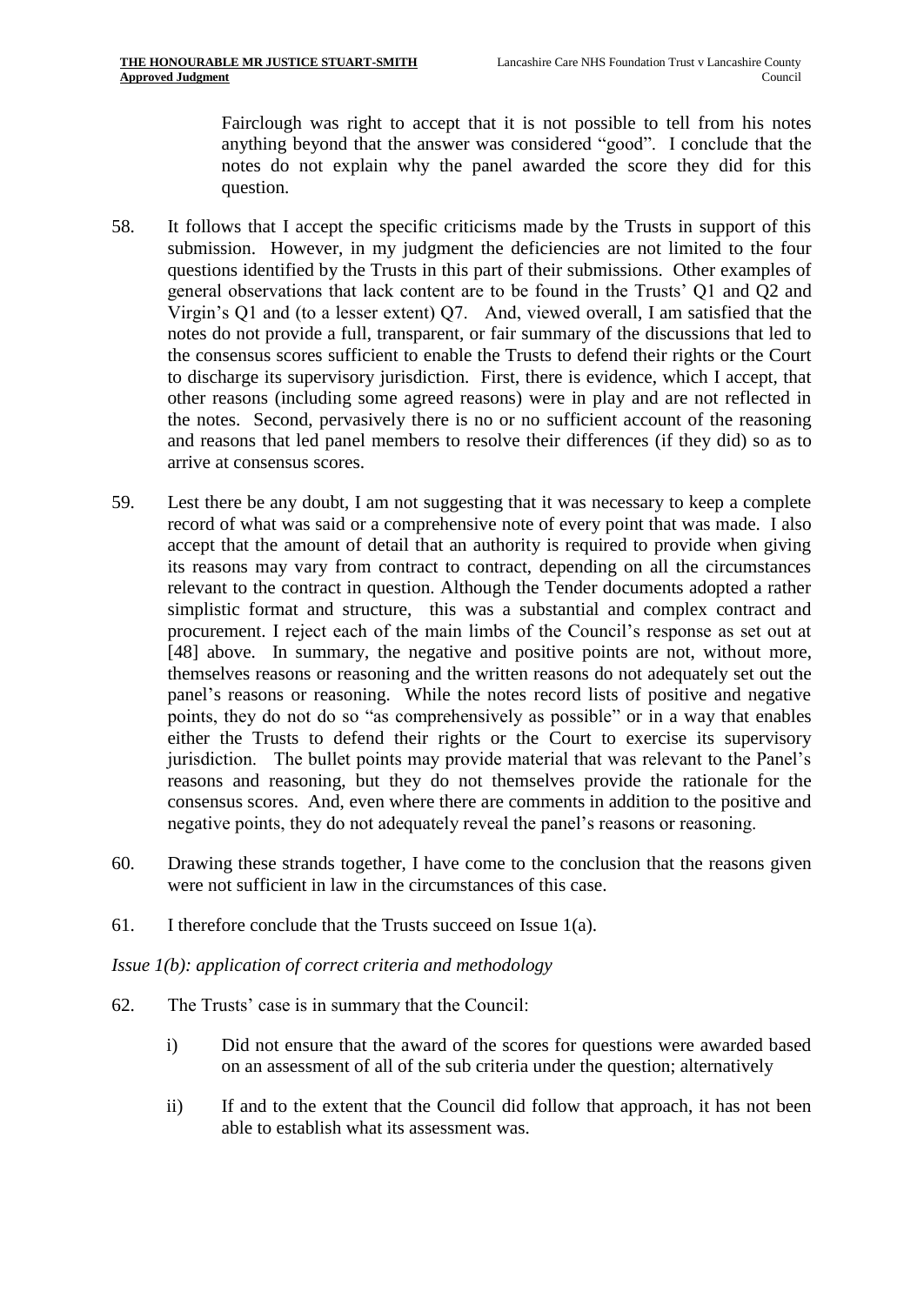Fairclough was right to accept that it is not possible to tell from his notes anything beyond that the answer was considered "good". I conclude that the notes do not explain why the panel awarded the score they did for this question.

58. It follows that I accept the specific criticisms made by the Trusts in support of this submission. However, in my judgment the deficiencies are not limited to the four questions identified by the Trusts in this part of their submissions. Other examples of general observations that lack content are to be found in the Trusts' Q1 and Q2 and Virgin's Q1 and (to a lesser extent) Q7. And, viewed overall, I am satisfied that the notes do not provide a full, transparent, or fair summary of the discussions that led to the consensus scores sufficient to enable the Trusts to defend their rights or the Court to discharge its supervisory jurisdiction. First, there is evidence, which I accept, that other reasons (including some agreed reasons) were in play and are not reflected in the notes. Second, pervasively there is no or no sufficient account of the reasoning and reasons that led panel members to resolve their differences (if they did) so as to arrive at consensus scores.

59. Lest there be any doubt, I am not suggesting that it was necessary to keep a complete record of what was said or a comprehensive note of every point that was made. I also accept that the amount of detail that an authority is required to provide when giving its reasons may vary from contract to contract, depending on all the circumstances relevant to the contract in question. Although the Tender documents adopted a rather simplistic format and structure, this was a substantial and complex contract and procurement. I reject each of the main limbs of the Council's response as set out at [48] above. In summary, the negative and positive points are not, without more, themselves reasons or reasoning and the written reasons do not adequately set out the panel's reasons or reasoning. While the notes record lists of positive and negative points, they do not do so "as comprehensively as possible" or in a way that enables either the Trusts to defend their rights or the Court to exercise its supervisory jurisdiction. The bullet points may provide material that was relevant to the Panel's reasons and reasoning, but they do not themselves provide the rationale for the consensus scores. And, even where there are comments in addition to the positive and negative points, they do not adequately reveal the panel's reasons or reasoning.

60. Drawing these strands together, I have come to the conclusion that the reasons given were not sufficient in law in the circumstances of this case.

61. I therefore conclude that the Trusts succeed on Issue 1(a).

*Issue 1(b): application of correct criteria and methodology*

62. The Trusts' case is in summary that the Council:

    i) Did not ensure that the award of the scores for questions were awarded based on an assessment of all of the sub criteria under the question; alternatively

    ii) If and to the extent that the Council did follow that approach, it has not been able to establish what its assessment was.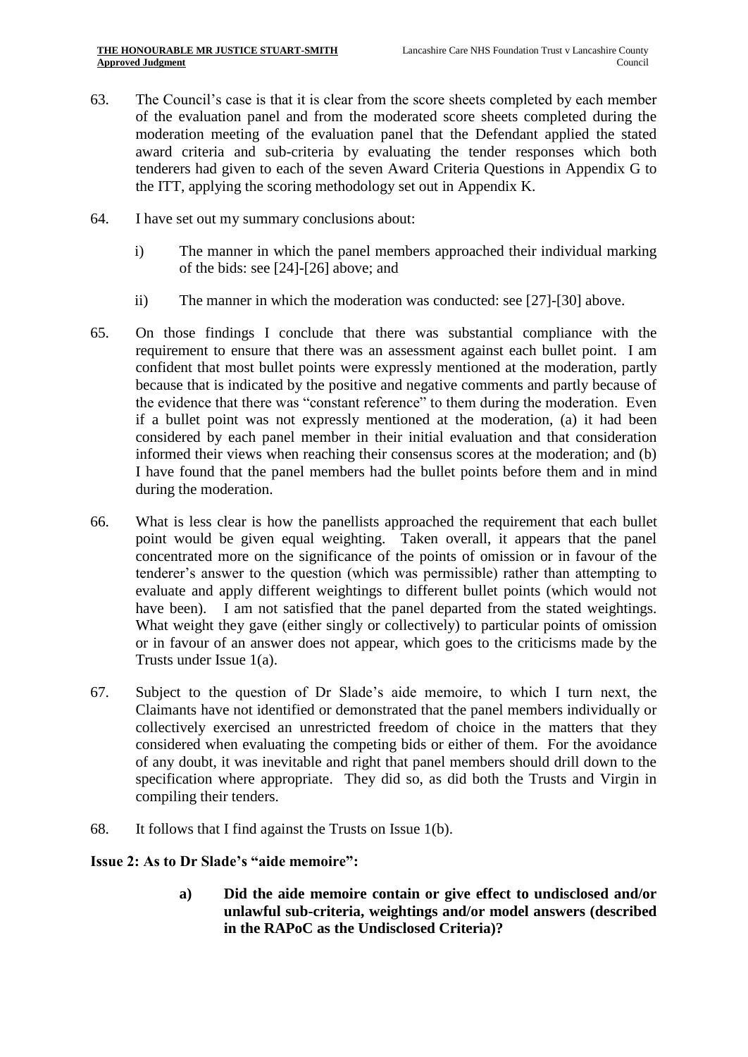63. The Council's case is that it is clear from the score sheets completed by each member of the evaluation panel and from the moderated score sheets completed during the moderation meeting of the evaluation panel that the Defendant applied the stated award criteria and sub-criteria by evaluating the tender responses which both tenderers had given to each of the seven Award Criteria Questions in Appendix G to the ITT, applying the scoring methodology set out in Appendix K.

64. I have set out my summary conclusions about:

    i) The manner in which the panel members approached their individual marking of the bids: see [24]-[26] above; and

    ii) The manner in which the moderation was conducted: see [27]-[30] above.

65. On those findings I conclude that there was substantial compliance with the requirement to ensure that there was an assessment against each bullet point. I am confident that most bullet points were expressly mentioned at the moderation, partly because that is indicated by the positive and negative comments and partly because of the evidence that there was "constant reference" to them during the moderation. Even if a bullet point was not expressly mentioned at the moderation, (a) it had been considered by each panel member in their initial evaluation and that consideration informed their views when reaching their consensus scores at the moderation; and (b) I have found that the panel members had the bullet points before them and in mind during the moderation.

66. What is less clear is how the panellists approached the requirement that each bullet point would be given equal weighting. Taken overall, it appears that the panel concentrated more on the significance of the points of omission or in favour of the tenderer's answer to the question (which was permissible) rather than attempting to evaluate and apply different weightings to different bullet points (which would not have been). I am not satisfied that the panel departed from the stated weightings. What weight they gave (either singly or collectively) to particular points of omission or in favour of an answer does not appear, which goes to the criticisms made by the Trusts under Issue 1(a).

67. Subject to the question of Dr Slade's aide memoire, to which I turn next, the Claimants have not identified or demonstrated that the panel members individually or collectively exercised an unrestricted freedom of choice in the matters that they considered when evaluating the competing bids or either of them. For the avoidance of any doubt, it was inevitable and right that panel members should drill down to the specification where appropriate. They did so, as did both the Trusts and Virgin in compiling their tenders.

68. It follows that I find against the Trusts on Issue 1(b).

**Issue 2: As to Dr Slade's "aide memoire":**

> **a) Did the aide memoire contain or give effect to undisclosed and/or unlawful sub-criteria, weightings and/or model answers (described in the RAPoC as the Undisclosed Criteria)?**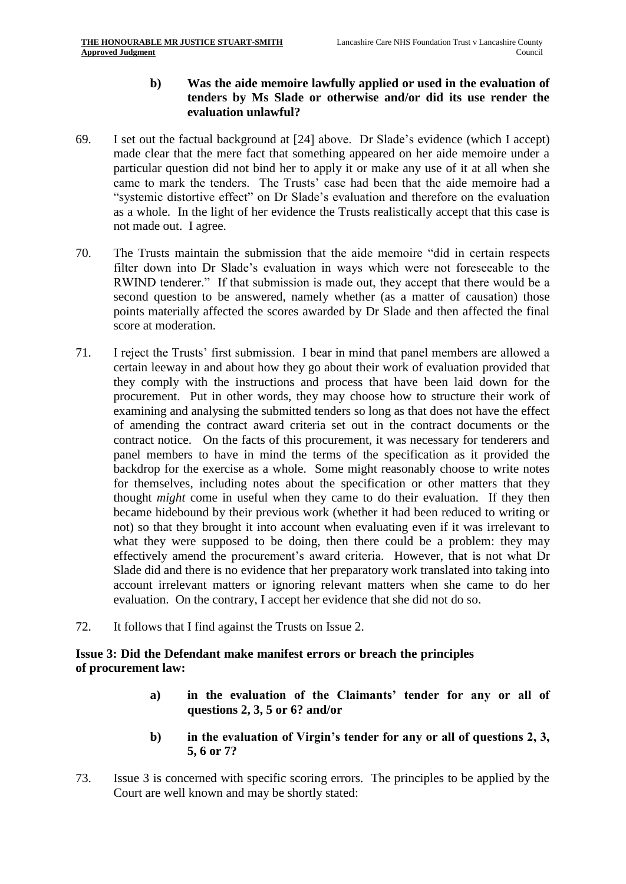**b) Was the aide memoire lawfully applied or used in the evaluation of tenders by Ms Slade or otherwise and/or did its use render the evaluation unlawful?**

69. I set out the factual background at [24] above. Dr Slade's evidence (which I accept) made clear that the mere fact that something appeared on her aide memoire under a particular question did not bind her to apply it or make any use of it at all when she came to mark the tenders. The Trusts' case had been that the aide memoire had a "systemic distortive effect" on Dr Slade's evaluation and therefore on the evaluation as a whole. In the light of her evidence the Trusts realistically accept that this case is not made out. I agree.

70. The Trusts maintain the submission that the aide memoire "did in certain respects filter down into Dr Slade's evaluation in ways which were not foreseeable to the RWIND tenderer." If that submission is made out, they accept that there would be a second question to be answered, namely whether (as a matter of causation) those points materially affected the scores awarded by Dr Slade and then affected the final score at moderation.

71. I reject the Trusts' first submission. I bear in mind that panel members are allowed a certain leeway in and about how they go about their work of evaluation provided that they comply with the instructions and process that have been laid down for the procurement. Put in other words, they may choose how to structure their work of examining and analysing the submitted tenders so long as that does not have the effect of amending the contract award criteria set out in the contract documents or the contract notice. On the facts of this procurement, it was necessary for tenderers and panel members to have in mind the terms of the specification as it provided the backdrop for the exercise as a whole. Some might reasonably choose to write notes for themselves, including notes about the specification or other matters that they thought *might* come in useful when they came to do their evaluation. If they then became hidebound by their previous work (whether it had been reduced to writing or not) so that they brought it into account when evaluating even if it was irrelevant to what they were supposed to be doing, then there could be a problem: they may effectively amend the procurement's award criteria. However, that is not what Dr Slade did and there is no evidence that her preparatory work translated into taking into account irrelevant matters or ignoring relevant matters when she came to do her evaluation. On the contrary, I accept her evidence that she did not do so.

72. It follows that I find against the Trusts on Issue 2.

**Issue 3: Did the Defendant make manifest errors or breach the principles of procurement law:**

**a) in the evaluation of the Claimants' tender for any or all of questions 2, 3, 5 or 6? and/or**

**b) in the evaluation of Virgin's tender for any or all of questions 2, 3, 5, 6 or 7?**

73. Issue 3 is concerned with specific scoring errors. The principles to be applied by the Court are well known and may be shortly stated: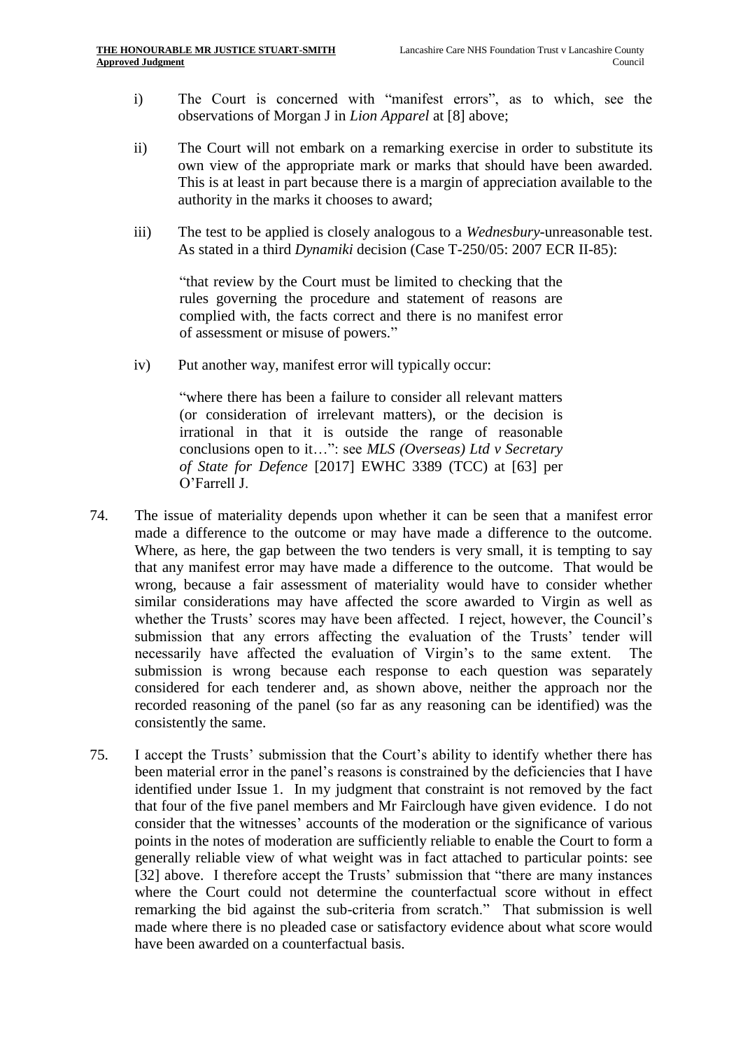i) The Court is concerned with "manifest errors", as to which, see the observations of Morgan J in *Lion Apparel* at [8] above;

ii) The Court will not embark on a remarking exercise in order to substitute its own view of the appropriate mark or marks that should have been awarded. This is at least in part because there is a margin of appreciation available to the authority in the marks it chooses to award;

iii) The test to be applied is closely analogous to a *Wednesbury*-unreasonable test. As stated in a third *Dynamiki* decision (Case T-250/05: 2007 ECR II-85):

> "that review by the Court must be limited to checking that the rules governing the procedure and statement of reasons are complied with, the facts correct and there is no manifest error of assessment or misuse of powers."

iv) Put another way, manifest error will typically occur:

> "where there has been a failure to consider all relevant matters (or consideration of irrelevant matters), or the decision is irrational in that it is outside the range of reasonable conclusions open to it…": see *MLS (Overseas) Ltd v Secretary of State for Defence* [2017] EWHC 3389 (TCC) at [63] per O'Farrell J.

74. The issue of materiality depends upon whether it can be seen that a manifest error made a difference to the outcome or may have made a difference to the outcome. Where, as here, the gap between the two tenders is very small, it is tempting to say that any manifest error may have made a difference to the outcome. That would be wrong, because a fair assessment of materiality would have to consider whether similar considerations may have affected the score awarded to Virgin as well as whether the Trusts' scores may have been affected. I reject, however, the Council's submission that any errors affecting the evaluation of the Trusts' tender will necessarily have affected the evaluation of Virgin's to the same extent. The submission is wrong because each response to each question was separately considered for each tenderer and, as shown above, neither the approach nor the recorded reasoning of the panel (so far as any reasoning can be identified) was the consistently the same.

75. I accept the Trusts' submission that the Court's ability to identify whether there has been material error in the panel's reasons is constrained by the deficiencies that I have identified under Issue 1. In my judgment that constraint is not removed by the fact that four of the five panel members and Mr Fairclough have given evidence. I do not consider that the witnesses' accounts of the moderation or the significance of various points in the notes of moderation are sufficiently reliable to enable the Court to form a generally reliable view of what weight was in fact attached to particular points: see [32] above. I therefore accept the Trusts' submission that "there are many instances where the Court could not determine the counterfactual score without in effect remarking the bid against the sub-criteria from scratch." That submission is well made where there is no pleaded case or satisfactory evidence about what score would have been awarded on a counterfactual basis.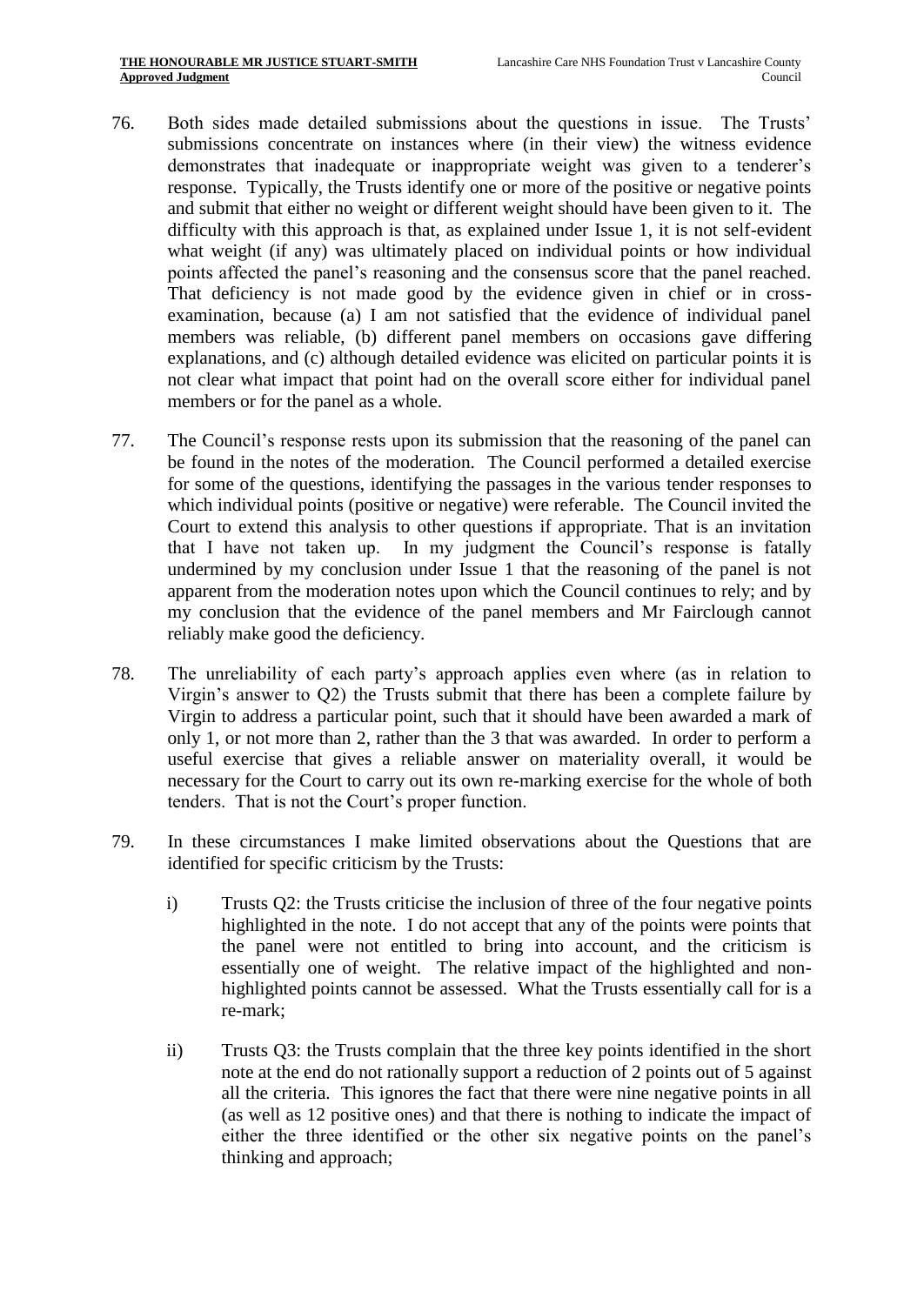76. Both sides made detailed submissions about the questions in issue. The Trusts' submissions concentrate on instances where (in their view) the witness evidence demonstrates that inadequate or inappropriate weight was given to a tenderer's response. Typically, the Trusts identify one or more of the positive or negative points and submit that either no weight or different weight should have been given to it. The difficulty with this approach is that, as explained under Issue 1, it is not self-evident what weight (if any) was ultimately placed on individual points or how individual points affected the panel's reasoning and the consensus score that the panel reached. That deficiency is not made good by the evidence given in chief or in cross-examination, because (a) I am not satisfied that the evidence of individual panel members was reliable, (b) different panel members on occasions gave differing explanations, and (c) although detailed evidence was elicited on particular points it is not clear what impact that point had on the overall score either for individual panel members or for the panel as a whole.

77. The Council's response rests upon its submission that the reasoning of the panel can be found in the notes of the moderation. The Council performed a detailed exercise for some of the questions, identifying the passages in the various tender responses to which individual points (positive or negative) were referable. The Council invited the Court to extend this analysis to other questions if appropriate. That is an invitation that I have not taken up. In my judgment the Council's response is fatally undermined by my conclusion under Issue 1 that the reasoning of the panel is not apparent from the moderation notes upon which the Council continues to rely; and by my conclusion that the evidence of the panel members and Mr Fairclough cannot reliably make good the deficiency.

78. The unreliability of each party's approach applies even where (as in relation to Virgin's answer to Q2) the Trusts submit that there has been a complete failure by Virgin to address a particular point, such that it should have been awarded a mark of only 1, or not more than 2, rather than the 3 that was awarded. In order to perform a useful exercise that gives a reliable answer on materiality overall, it would be necessary for the Court to carry out its own re-marking exercise for the whole of both tenders. That is not the Court's proper function.

79. In these circumstances I make limited observations about the Questions that are identified for specific criticism by the Trusts:

    i) Trusts Q2: the Trusts criticise the inclusion of three of the four negative points highlighted in the note. I do not accept that any of the points were points that the panel were not entitled to bring into account, and the criticism is essentially one of weight. The relative impact of the highlighted and non-highlighted points cannot be assessed. What the Trusts essentially call for is a re-mark;

    ii) Trusts Q3: the Trusts complain that the three key points identified in the short note at the end do not rationally support a reduction of 2 points out of 5 against all the criteria. This ignores the fact that there were nine negative points in all (as well as 12 positive ones) and that there is nothing to indicate the impact of either the three identified or the other six negative points on the panel's thinking and approach;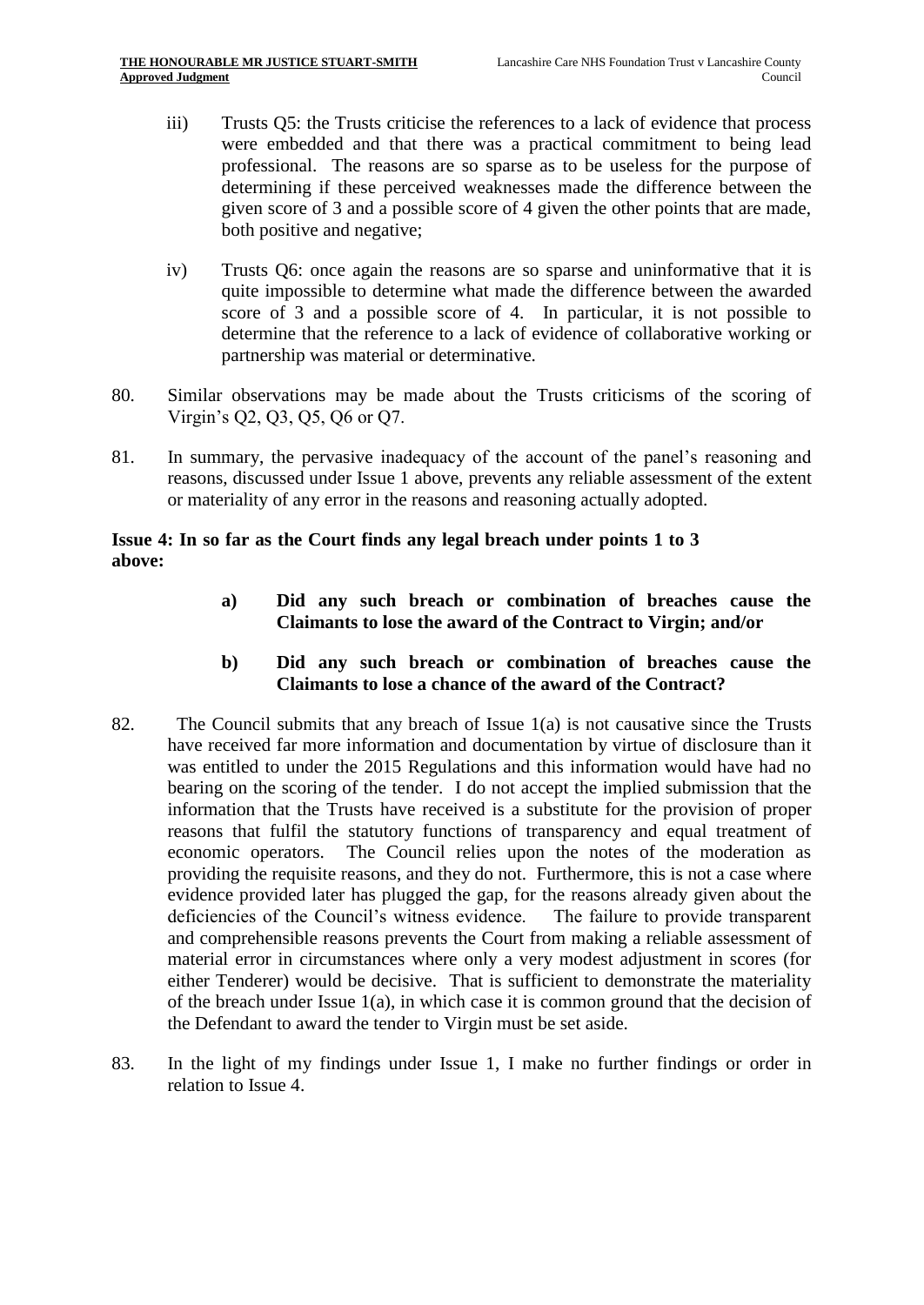iii) Trusts Q5: the Trusts criticise the references to a lack of evidence that process were embedded and that there was a practical commitment to being lead professional. The reasons are so sparse as to be useless for the purpose of determining if these perceived weaknesses made the difference between the given score of 3 and a possible score of 4 given the other points that are made, both positive and negative;

iv) Trusts Q6: once again the reasons are so sparse and uninformative that it is quite impossible to determine what made the difference between the awarded score of 3 and a possible score of 4. In particular, it is not possible to determine that the reference to a lack of evidence of collaborative working or partnership was material or determinative.

80. Similar observations may be made about the Trusts criticisms of the scoring of Virgin's Q2, Q3, Q5, Q6 or Q7.

81. In summary, the pervasive inadequacy of the account of the panel's reasoning and reasons, discussed under Issue 1 above, prevents any reliable assessment of the extent or materiality of any error in the reasons and reasoning actually adopted.

**Issue 4: In so far as the Court finds any legal breach under points 1 to 3 above:**

> **a) Did any such breach or combination of breaches cause the Claimants to lose the award of the Contract to Virgin; and/or**
>
> **b) Did any such breach or combination of breaches cause the Claimants to lose a chance of the award of the Contract?**

82. The Council submits that any breach of Issue 1(a) is not causative since the Trusts have received far more information and documentation by virtue of disclosure than it was entitled to under the 2015 Regulations and this information would have had no bearing on the scoring of the tender. I do not accept the implied submission that the information that the Trusts have received is a substitute for the provision of proper reasons that fulfil the statutory functions of transparency and equal treatment of economic operators. The Council relies upon the notes of the moderation as providing the requisite reasons, and they do not. Furthermore, this is not a case where evidence provided later has plugged the gap, for the reasons already given about the deficiencies of the Council's witness evidence. The failure to provide transparent and comprehensible reasons prevents the Court from making a reliable assessment of material error in circumstances where only a very modest adjustment in scores (for either Tenderer) would be decisive. That is sufficient to demonstrate the materiality of the breach under Issue 1(a), in which case it is common ground that the decision of the Defendant to award the tender to Virgin must be set aside.

83. In the light of my findings under Issue 1, I make no further findings or order in relation to Issue 4.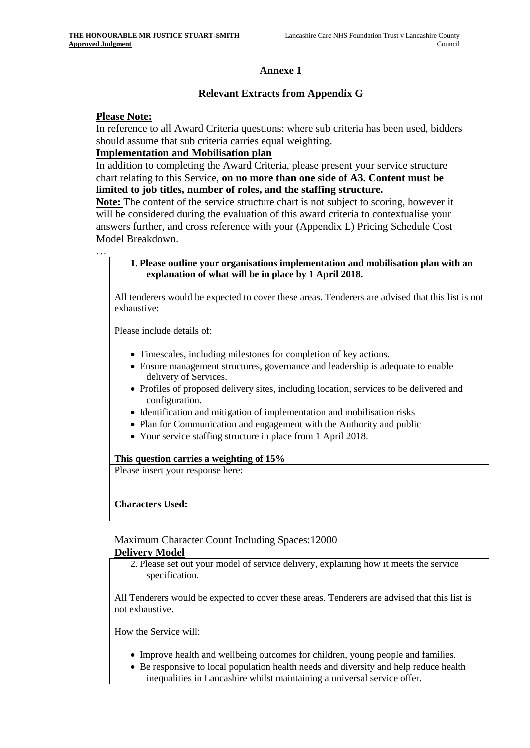## Annexe 1

### Relevant Extracts from Appendix G

**Please Note:**

In reference to all Award Criteria questions: where sub criteria has been used, bidders should assume that sub criteria carries equal weighting.

**Implementation and Mobilisation plan**

In addition to completing the Award Criteria, please present your service structure chart relating to this Service, **on no more than one side of A3. Content must be limited to job titles, number of roles, and the staffing structure.**

**Note:** The content of the service structure chart is not subject to scoring, however it will be considered during the evaluation of this award criteria to contextualise your answers further, and cross reference with your (Appendix L) Pricing Schedule Cost Model Breakdown.

…

**1. Please outline your organisations implementation and mobilisation plan with an explanation of what will be in place by 1 April 2018.**

All tenderers would be expected to cover these areas. Tenderers are advised that this list is not exhaustive:

Please include details of:

- Timescales, including milestones for completion of key actions.
- Ensure management structures, governance and leadership is adequate to enable delivery of Services.
- Profiles of proposed delivery sites, including location, services to be delivered and configuration.
- Identification and mitigation of implementation and mobilisation risks
- Plan for Communication and engagement with the Authority and public
- Your service staffing structure in place from 1 April 2018.

**This question carries a weighting of 15%**

Please insert your response here:

**Characters Used:**

Maximum Character Count Including Spaces:12000

**Delivery Model**

2. Please set out your model of service delivery, explaining how it meets the service specification.

All Tenderers would be expected to cover these areas. Tenderers are advised that this list is not exhaustive.

How the Service will:

- Improve health and wellbeing outcomes for children, young people and families.
- Be responsive to local population health needs and diversity and help reduce health inequalities in Lancashire whilst maintaining a universal service offer.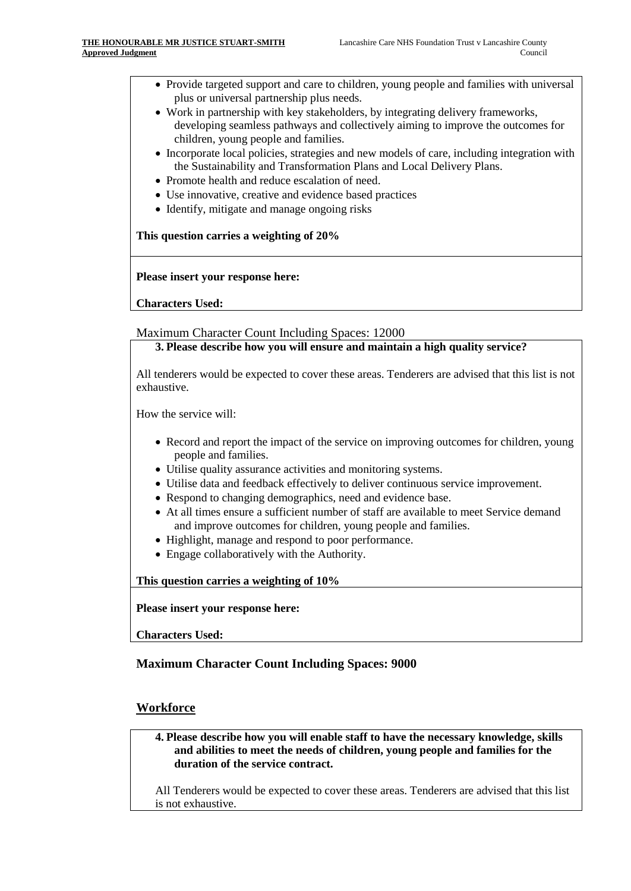- Provide targeted support and care to children, young people and families with universal plus or universal partnership plus needs.
- Work in partnership with key stakeholders, by integrating delivery frameworks, developing seamless pathways and collectively aiming to improve the outcomes for children, young people and families.
- Incorporate local policies, strategies and new models of care, including integration with the Sustainability and Transformation Plans and Local Delivery Plans.
- Promote health and reduce escalation of need.
- Use innovative, creative and evidence based practices
- Identify, mitigate and manage ongoing risks

**This question carries a weighting of 20%**

**Please insert your response here:**

**Characters Used:**

Maximum Character Count Including Spaces: 12000

**3. Please describe how you will ensure and maintain a high quality service?**

All tenderers would be expected to cover these areas. Tenderers are advised that this list is not exhaustive.

How the service will:

- Record and report the impact of the service on improving outcomes for children, young people and families.
- Utilise quality assurance activities and monitoring systems.
- Utilise data and feedback effectively to deliver continuous service improvement.
- Respond to changing demographics, need and evidence base.
- At all times ensure a sufficient number of staff are available to meet Service demand and improve outcomes for children, young people and families.
- Highlight, manage and respond to poor performance.
- Engage collaboratively with the Authority.

**This question carries a weighting of 10%**

**Please insert your response here:**

**Characters Used:**

**Maximum Character Count Including Spaces: 9000**

## Workforce

**4. Please describe how you will enable staff to have the necessary knowledge, skills and abilities to meet the needs of children, young people and families for the duration of the service contract.**

All Tenderers would be expected to cover these areas. Tenderers are advised that this list is not exhaustive.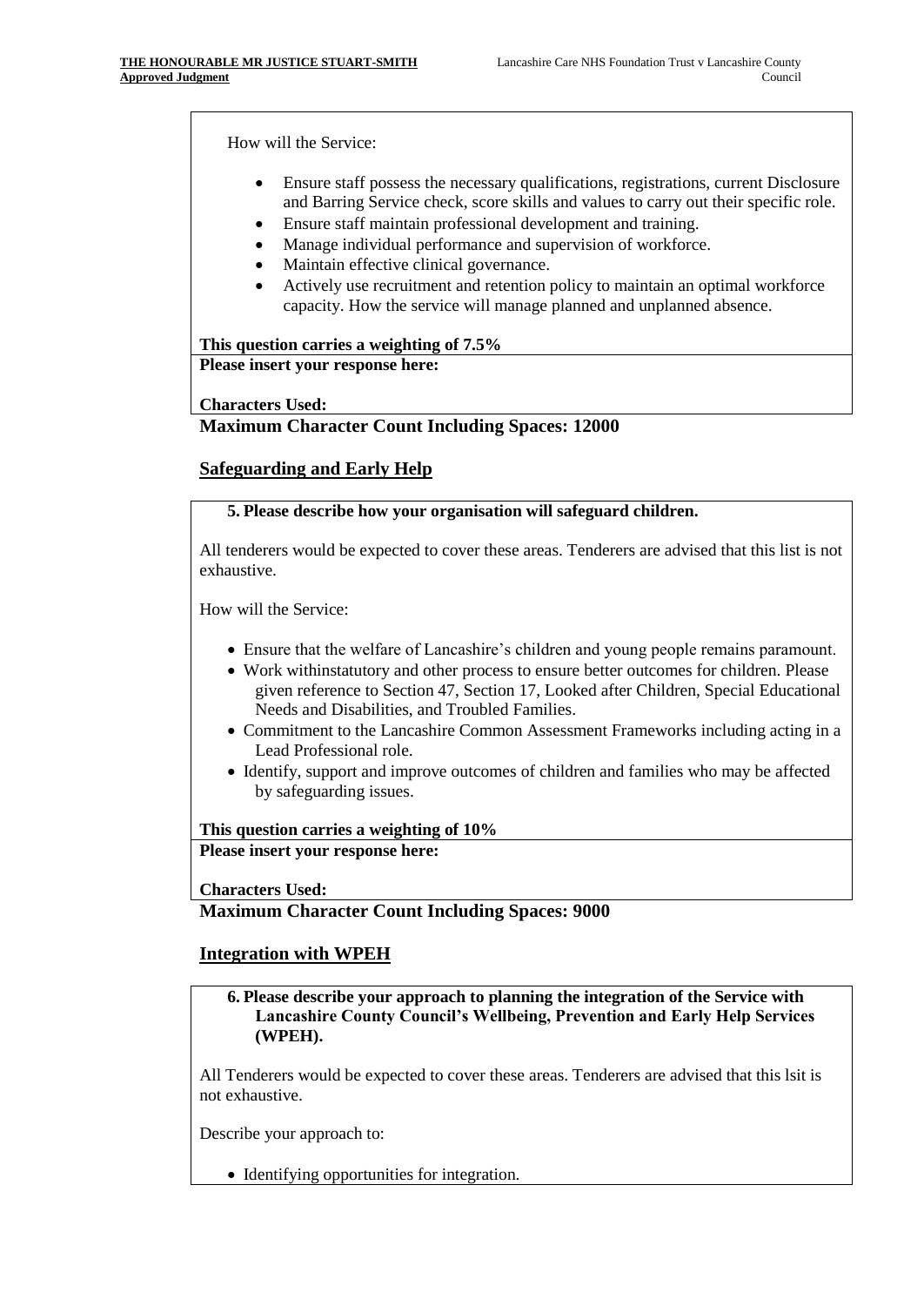How will the Service:

- Ensure staff possess the necessary qualifications, registrations, current Disclosure and Barring Service check, score skills and values to carry out their specific role.
- Ensure staff maintain professional development and training.
- Manage individual performance and supervision of workforce.
- Maintain effective clinical governance.
- Actively use recruitment and retention policy to maintain an optimal workforce capacity. How the service will manage planned and unplanned absence.

**This question carries a weighting of 7.5%**

**Please insert your response here:**

**Characters Used:**

**Maximum Character Count Including Spaces: 12000**

## Safeguarding and Early Help

**5. Please describe how your organisation will safeguard children.**

All tenderers would be expected to cover these areas. Tenderers are advised that this list is not exhaustive.

How will the Service:

- Ensure that the welfare of Lancashire's children and young people remains paramount.
- Work withinstatutory and other process to ensure better outcomes for children. Please given reference to Section 47, Section 17, Looked after Children, Special Educational Needs and Disabilities, and Troubled Families.
- Commitment to the Lancashire Common Assessment Frameworks including acting in a Lead Professional role.
- Identify, support and improve outcomes of children and families who may be affected by safeguarding issues.

**This question carries a weighting of 10%**

**Please insert your response here:**

**Characters Used:**

**Maximum Character Count Including Spaces: 9000**

## Integration with WPEH

**6. Please describe your approach to planning the integration of the Service with Lancashire County Council's Wellbeing, Prevention and Early Help Services (WPEH).**

All Tenderers would be expected to cover these areas. Tenderers are advised that this lsit is not exhaustive.

Describe your approach to:

- Identifying opportunities for integration.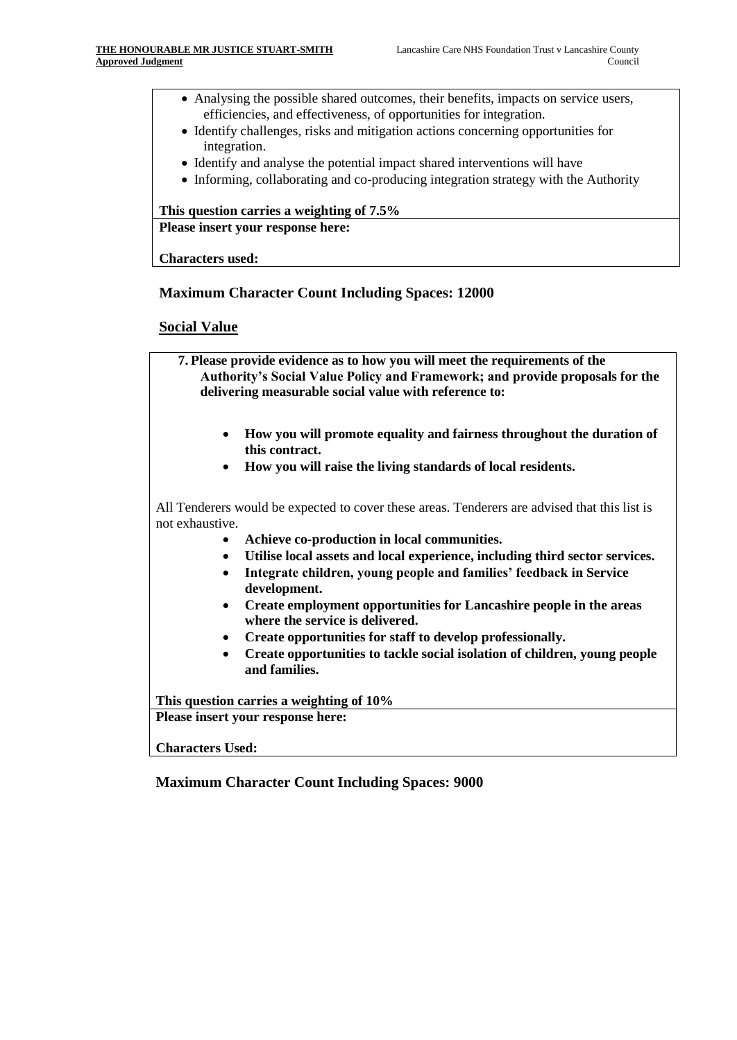- Analysing the possible shared outcomes, their benefits, impacts on service users, efficiencies, and effectiveness, of opportunities for integration.
- Identify challenges, risks and mitigation actions concerning opportunities for integration.
- Identify and analyse the potential impact shared interventions will have
- Informing, collaborating and co-producing integration strategy with the Authority

**This question carries a weighting of 7.5%**

**Please insert your response here:**

**Characters used:**

**Maximum Character Count Including Spaces: 12000**

**Social Value**

**7. Please provide evidence as to how you will meet the requirements of the Authority's Social Value Policy and Framework; and provide proposals for the delivering measurable social value with reference to:**

- **How you will promote equality and fairness throughout the duration of this contract.**
- **How you will raise the living standards of local residents.**

All Tenderers would be expected to cover these areas. Tenderers are advised that this list is not exhaustive.

- **Achieve co-production in local communities.**
- **Utilise local assets and local experience, including third sector services.**
- **Integrate children, young people and families' feedback in Service development.**
- **Create employment opportunities for Lancashire people in the areas where the service is delivered.**
- **Create opportunities for staff to develop professionally.**
- **Create opportunities to tackle social isolation of children, young people and families.**

**This question carries a weighting of 10%**

**Please insert your response here:**

**Characters Used:**

**Maximum Character Count Including Spaces: 9000**